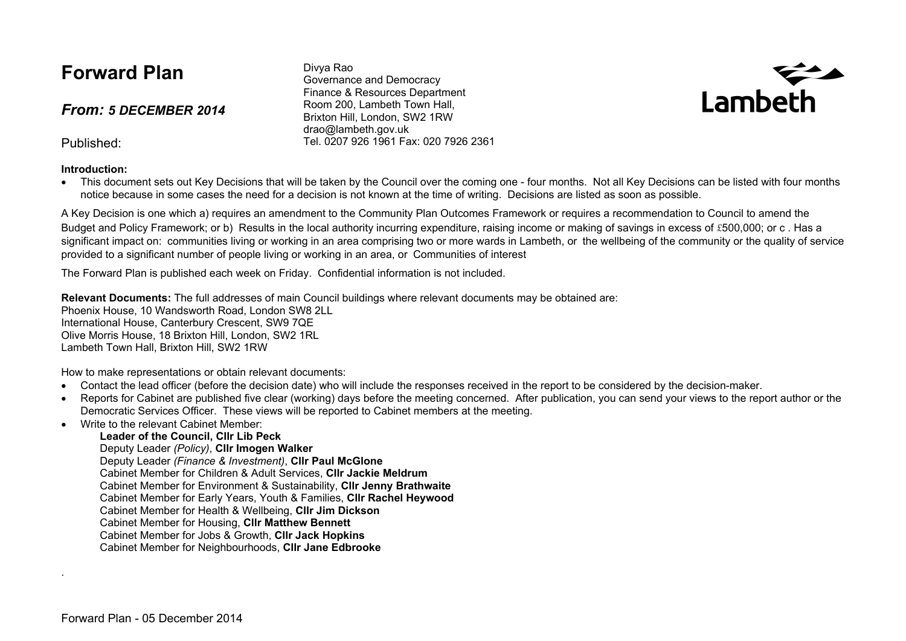# Forward Plan

### *From: 5 DECEMBER 2014*

Published:

Divya Rao
Governance and Democracy
Finance & Resources Department
Room 200, Lambeth Town Hall,
Brixton Hill, London, SW2 1RW
drao@lambeth.gov.uk
Tel. 0207 926 1961 Fax: 020 7926 2361

Lambeth

**Introduction:**

- This document sets out Key Decisions that will be taken by the Council over the coming one - four months. Not all Key Decisions can be listed with four months notice because in some cases the need for a decision is not known at the time of writing. Decisions are listed as soon as possible.

A Key Decision is one which a) requires an amendment to the Community Plan Outcomes Framework or requires a recommendation to Council to amend the Budget and Policy Framework; or b) Results in the local authority incurring expenditure, raising income or making of savings in excess of £500,000; or c . Has a significant impact on: communities living or working in an area comprising two or more wards in Lambeth, or the wellbeing of the community or the quality of service provided to a significant number of people living or working in an area, or Communities of interest

The Forward Plan is published each week on Friday. Confidential information is not included.

**Relevant Documents:** The full addresses of main Council buildings where relevant documents may be obtained are:
Phoenix House, 10 Wandsworth Road, London SW8 2LL
International House, Canterbury Crescent, SW9 7QE
Olive Morris House, 18 Brixton Hill, London, SW2 1RL
Lambeth Town Hall, Brixton Hill, SW2 1RW

How to make representations or obtain relevant documents:

- Contact the lead officer (before the decision date) who will include the responses received in the report to be considered by the decision-maker.
- Reports for Cabinet are published five clear (working) days before the meeting concerned. After publication, you can send your views to the report author or the Democratic Services Officer. These views will be reported to Cabinet members at the meeting.
- Write to the relevant Cabinet Member:

  **Leader of the Council, Cllr Lib Peck**
  Deputy Leader *(Policy)*, **Cllr Imogen Walker**
  Deputy Leader *(Finance & Investment)*, **Cllr Paul McGlone**
  Cabinet Member for Children & Adult Services, **Cllr Jackie Meldrum**
  Cabinet Member for Environment & Sustainability, **Cllr Jenny Brathwaite**
  Cabinet Member for Early Years, Youth & Families, **Cllr Rachel Heywood**
  Cabinet Member for Health & Wellbeing, **Cllr Jim Dickson**
  Cabinet Member for Housing, **Cllr Matthew Bennett**
  Cabinet Member for Jobs & Growth, **Cllr Jack Hopkins**
  Cabinet Member for Neighbourhoods, **Cllr Jane Edbrooke**

.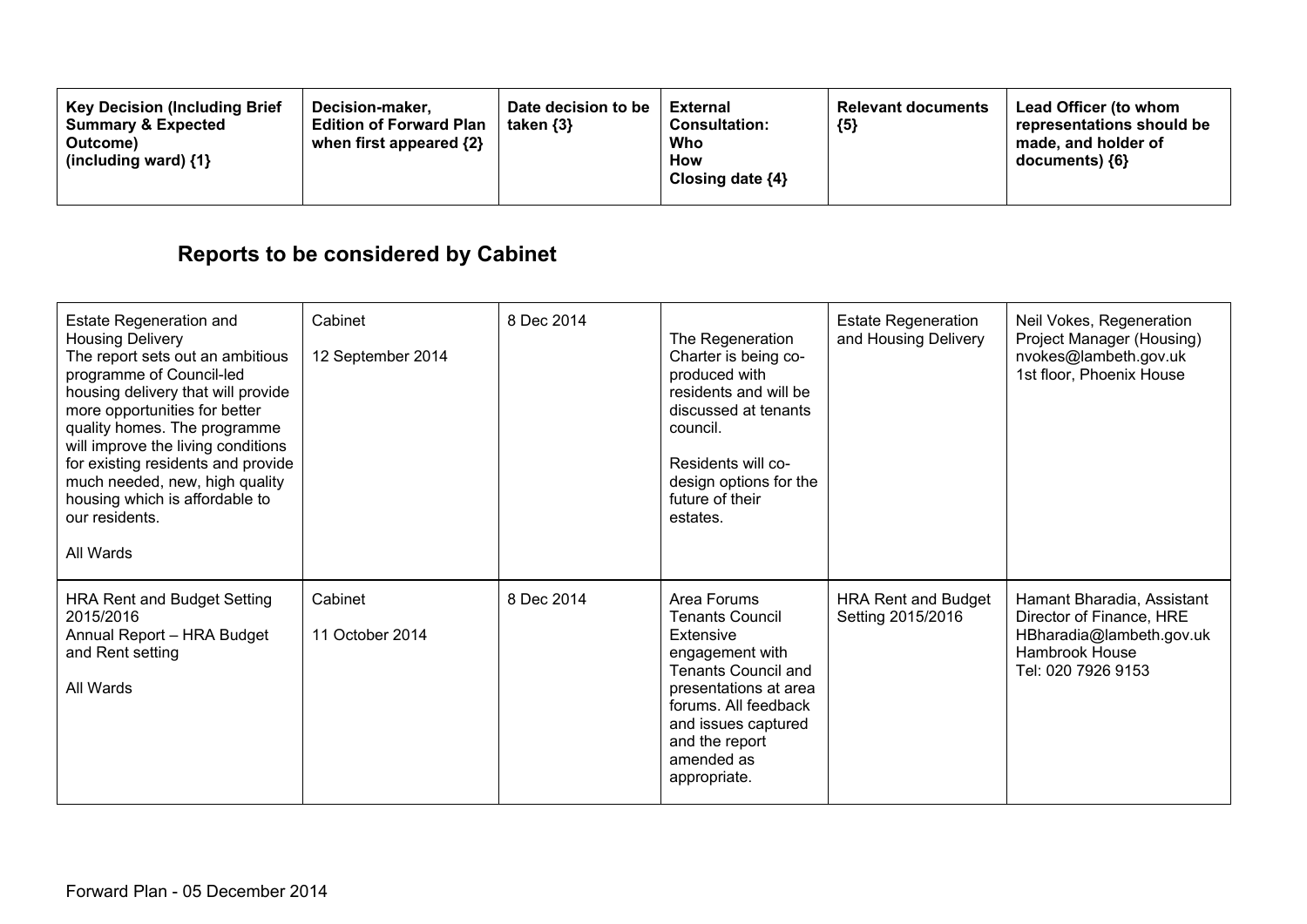| Key Decision (Including Brief Summary & Expected Outcome) (including ward) {1} | Decision-maker, Edition of Forward Plan when first appeared {2} | Date decision to be taken {3} | External Consultation: Who How Closing date {4} | Relevant documents {5} | Lead Officer (to whom representations should be made, and holder of documents) {6} |
|---|---|---|---|---|---|

## Reports to be considered by Cabinet

| Key Decision (Including Brief Summary & Expected Outcome) (including ward) {1} | Decision-maker, Edition of Forward Plan when first appeared {2} | Date decision to be taken {3} | External Consultation: Who How Closing date {4} | Relevant documents {5} | Lead Officer (to whom representations should be made, and holder of documents) {6} |
|---|---|---|---|---|---|
| Estate Regeneration and Housing Delivery<br>The report sets out an ambitious programme of Council-led housing delivery that will provide more opportunities for better quality homes. The programme will improve the living conditions for existing residents and provide much needed, new, high quality housing which is affordable to our residents.<br><br>All Wards | Cabinet<br><br>12 September 2014 | 8 Dec 2014 | The Regeneration Charter is being co-produced with residents and will be discussed at tenants council.<br><br>Residents will co-design options for the future of their estates. | Estate Regeneration and Housing Delivery | Neil Vokes, Regeneration Project Manager (Housing)<br>nvokes@lambeth.gov.uk<br>1st floor, Phoenix House |
| HRA Rent and Budget Setting 2015/2016<br>Annual Report – HRA Budget and Rent setting<br><br>All Wards | Cabinet<br><br>11 October 2014 | 8 Dec 2014 | Area Forums<br>Tenants Council<br>Extensive engagement with Tenants Council and presentations at area forums. All feedback and issues captured and the report amended as appropriate. | HRA Rent and Budget Setting 2015/2016 | Hamant Bharadia, Assistant Director of Finance, HRE<br>HBharadia@lambeth.gov.uk<br>Hambrook House<br>Tel: 020 7926 9153 |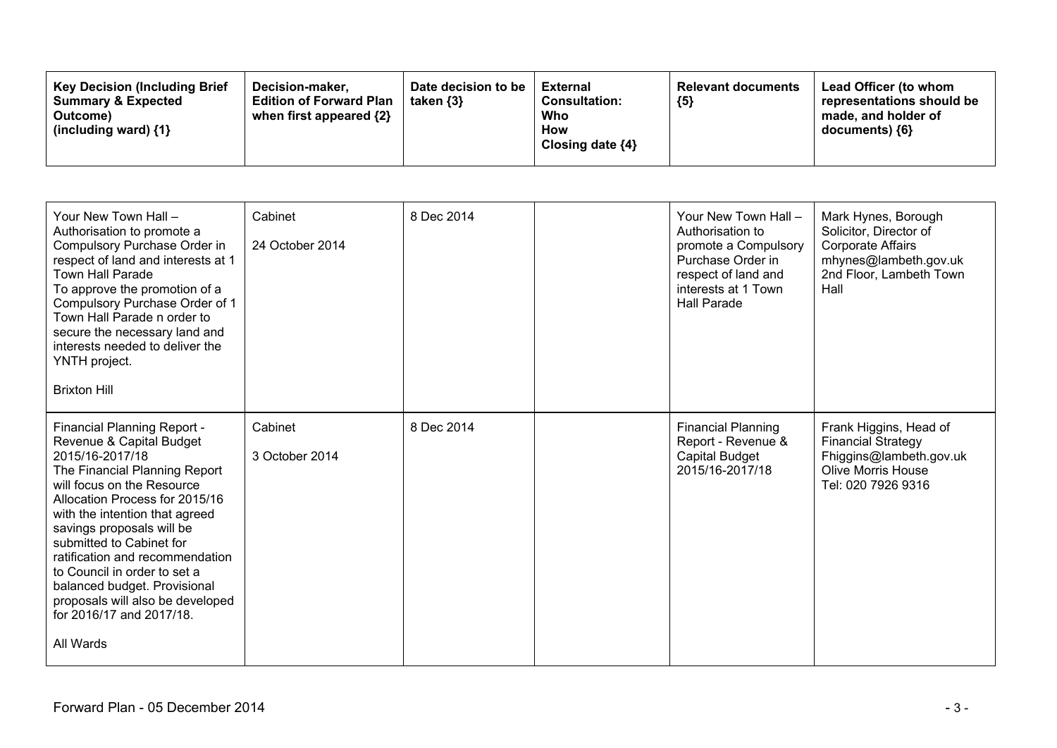| Key Decision (Including Brief Summary & Expected Outcome) (including ward) {1} | Decision-maker, Edition of Forward Plan when first appeared {2} | Date decision to be taken {3} | External Consultation: Who How Closing date {4} | Relevant documents {5} | Lead Officer (to whom representations should be made, and holder of documents) {6} |
|---|---|---|---|---|---|
| Your New Town Hall – Authorisation to promote a Compulsory Purchase Order in respect of land and interests at 1 Town Hall Parade<br>To approve the promotion of a Compulsory Purchase Order of 1 Town Hall Parade n order to secure the necessary land and interests needed to deliver the YNTH project.<br><br>Brixton Hill | Cabinet<br><br>24 October 2014 | 8 Dec 2014 | | Your New Town Hall – Authorisation to promote a Compulsory Purchase Order in respect of land and interests at 1 Town Hall Parade | Mark Hynes, Borough Solicitor, Director of Corporate Affairs<br>mhynes@lambeth.gov.uk<br>2nd Floor, Lambeth Town Hall |
| Financial Planning Report - Revenue & Capital Budget 2015/16-2017/18<br>The Financial Planning Report will focus on the Resource Allocation Process for 2015/16 with the intention that agreed savings proposals will be submitted to Cabinet for ratification and recommendation to Council in order to set a balanced budget. Provisional proposals will also be developed for 2016/17 and 2017/18.<br><br>All Wards | Cabinet<br><br>3 October 2014 | 8 Dec 2014 | | Financial Planning Report - Revenue & Capital Budget 2015/16-2017/18 | Frank Higgins, Head of Financial Strategy<br>Fhiggins@lambeth.gov.uk<br>Olive Morris House<br>Tel: 020 7926 9316 |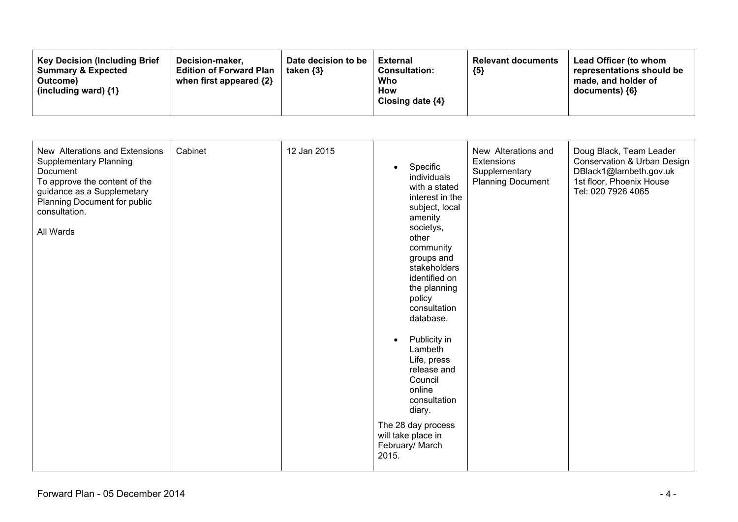| Key Decision (Including Brief Summary & Expected Outcome) (including ward) {1} | Decision-maker, Edition of Forward Plan when first appeared {2} | Date decision to be taken {3} | External Consultation: Who How Closing date {4} | Relevant documents {5} | Lead Officer (to whom representations should be made, and holder of documents) {6} |
|---|---|---|---|---|---|
| New Alterations and Extensions Supplementary Planning Document<br>To approve the content of the guidance as a Supplemetary Planning Document for public consultation.<br><br>All Wards | Cabinet | 12 Jan 2015 | • Specific individuals with a stated interest in the subject, local amenity societys, other community groups and stakeholders identified on the planning policy consultation database.<br><br>• Publicity in Lambeth Life, press release and Council online consultation diary.<br><br>The 28 day process will take place in February/ March 2015. | New Alterations and Extensions Supplementary Planning Document | Doug Black, Team Leader Conservation & Urban Design<br>DBlack1@lambeth.gov.uk<br>1st floor, Phoenix House<br>Tel: 020 7926 4065 |

Forward Plan - 05 December 2014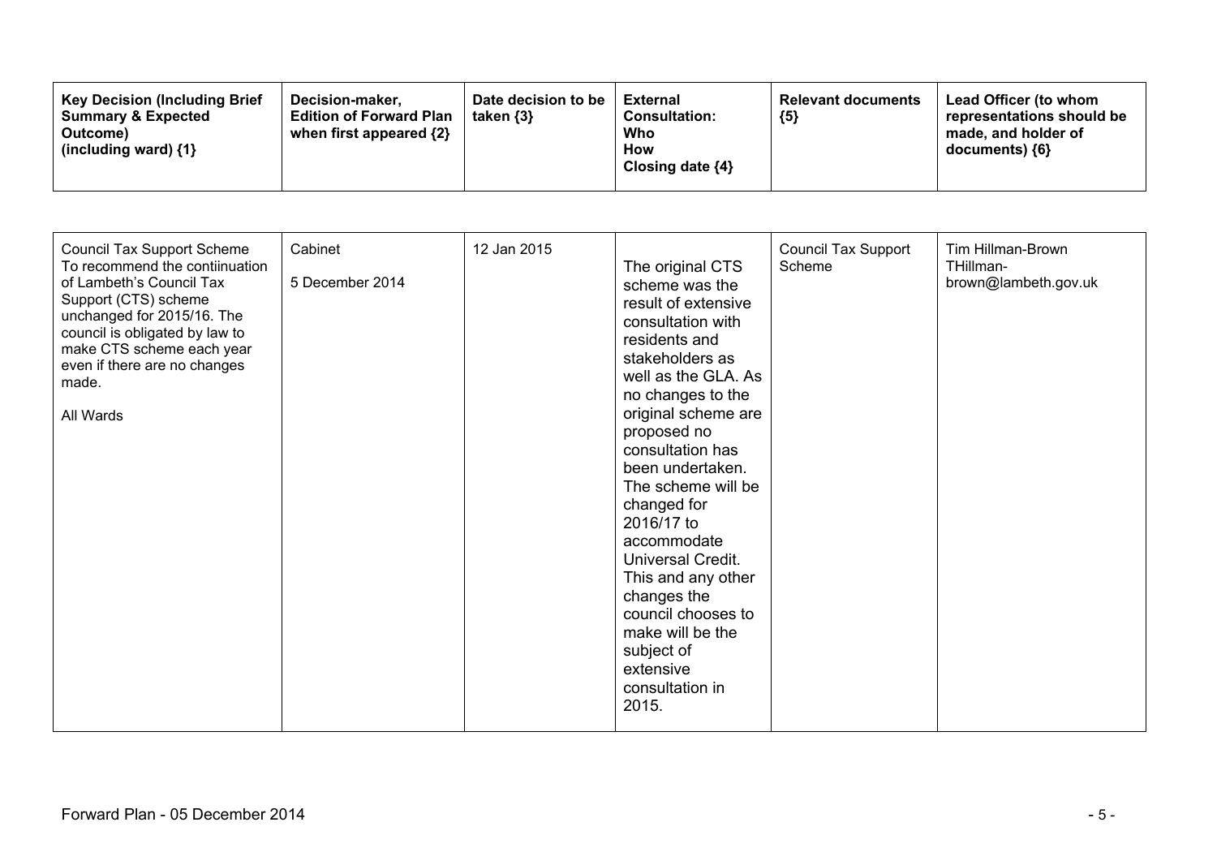| Key Decision (Including Brief Summary & Expected Outcome) (including ward) {1} | Decision-maker, Edition of Forward Plan when first appeared {2} | Date decision to be taken {3} | External Consultation: Who How Closing date {4} | Relevant documents {5} | Lead Officer (to whom representations should be made, and holder of documents) {6} |
|---|---|---|---|---|---|
| Council Tax Support Scheme<br>To recommend the contiinuation of Lambeth's Council Tax Support (CTS) scheme unchanged for 2015/16. The council is obligated by law to make CTS scheme each year even if there are no changes made.<br><br>All Wards | Cabinet<br><br>5 December 2014 | 12 Jan 2015 | The original CTS scheme was the result of extensive consultation with residents and stakeholders as well as the GLA. As no changes to the original scheme are proposed no consultation has been undertaken. The scheme will be changed for 2016/17 to accommodate Universal Credit. This and any other changes the council chooses to make will be the subject of extensive consultation in 2015. | Council Tax Support Scheme | Tim Hillman-Brown<br>THillman-brown@lambeth.gov.uk |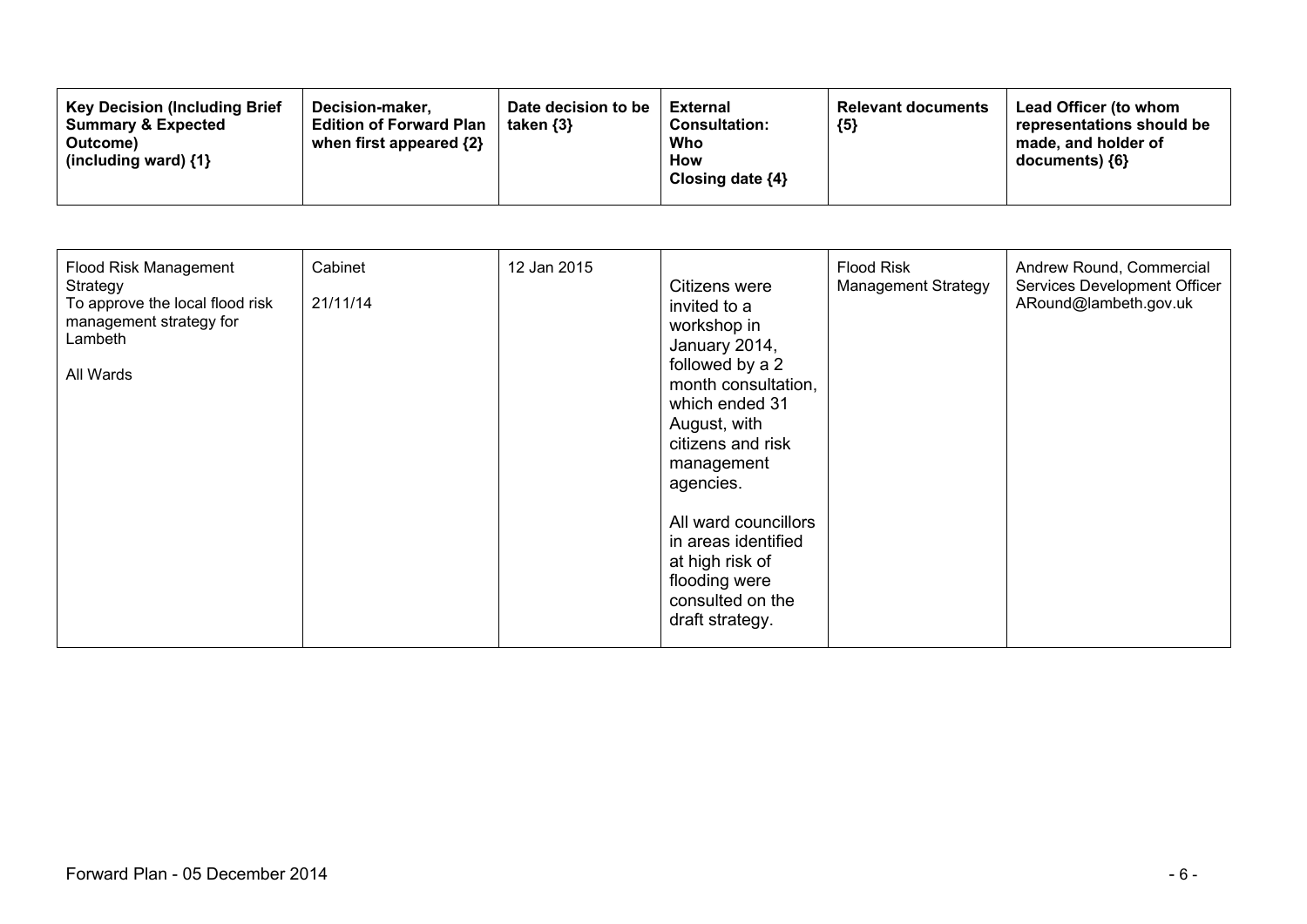| Key Decision (Including Brief Summary & Expected Outcome) (including ward) {1} | Decision-maker, Edition of Forward Plan when first appeared {2} | Date decision to be taken {3} | External Consultation: Who How Closing date {4} | Relevant documents {5} | Lead Officer (to whom representations should be made, and holder of documents) {6} |
|---|---|---|---|---|---|
| Flood Risk Management Strategy<br>To approve the local flood risk management strategy for Lambeth<br><br>All Wards | Cabinet<br><br>21/11/14 | 12 Jan 2015 | Citizens were invited to a workshop in January 2014, followed by a 2 month consultation, which ended 31 August, with citizens and risk management agencies.<br><br>All ward councillors in areas identified at high risk of flooding were consulted on the draft strategy. | Flood Risk Management Strategy | Andrew Round, Commercial Services Development Officer<br>ARound@lambeth.gov.uk |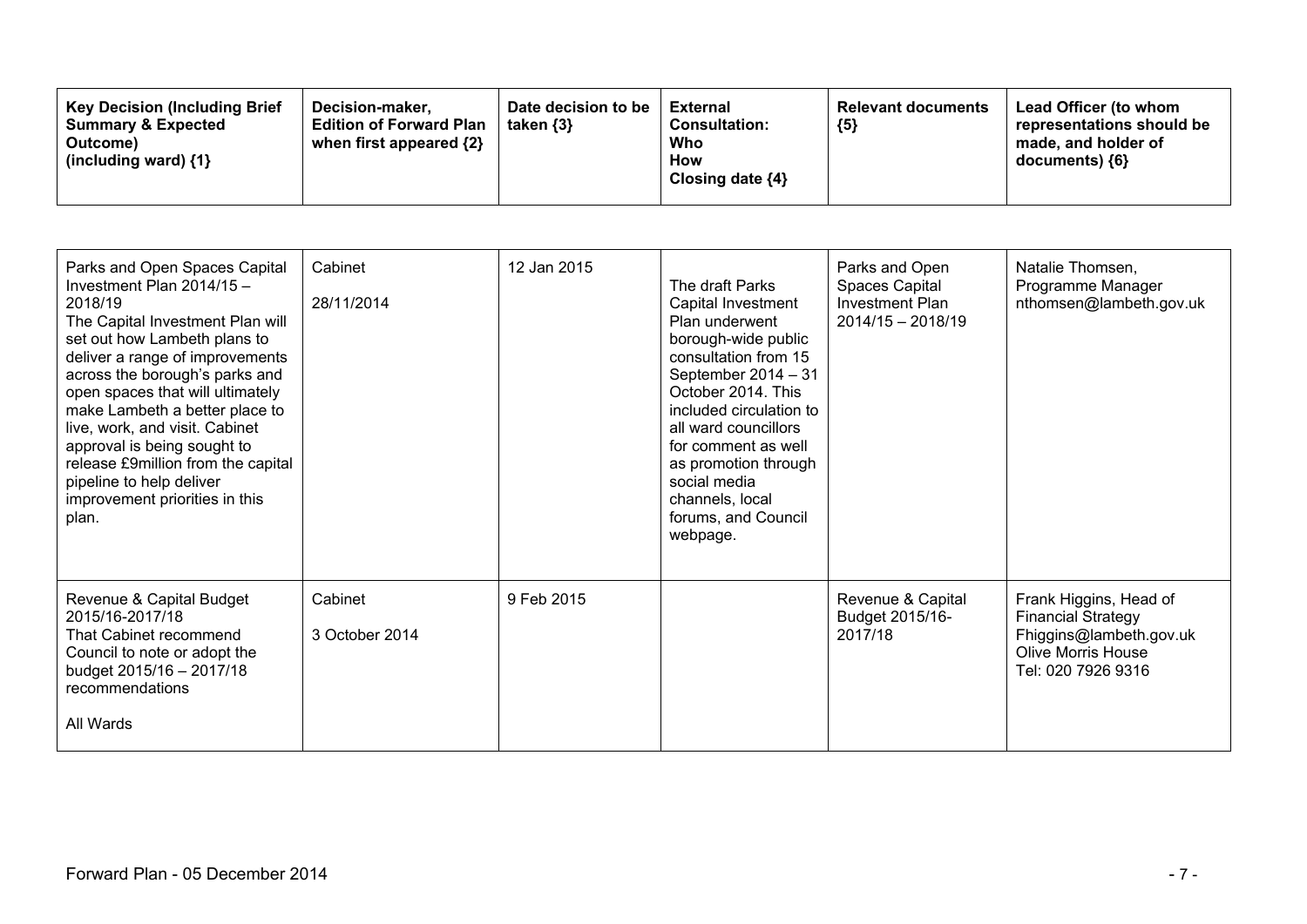| Key Decision (Including Brief Summary & Expected Outcome) (including ward) {1} | Decision-maker, Edition of Forward Plan when first appeared {2} | Date decision to be taken {3} | External Consultation: Who How Closing date {4} | Relevant documents {5} | Lead Officer (to whom representations should be made, and holder of documents) {6} |
|---|---|---|---|---|---|
| Parks and Open Spaces Capital Investment Plan 2014/15 – 2018/19<br>The Capital Investment Plan will set out how Lambeth plans to deliver a range of improvements across the borough's parks and open spaces that will ultimately make Lambeth a better place to live, work, and visit. Cabinet approval is being sought to release £9million from the capital pipeline to help deliver improvement priorities in this plan. | Cabinet<br>28/11/2014 | 12 Jan 2015 | The draft Parks Capital Investment Plan underwent borough-wide public consultation from 15 September 2014 – 31 October 2014. This included circulation to all ward councillors for comment as well as promotion through social media channels, local forums, and Council webpage. | Parks and Open Spaces Capital Investment Plan 2014/15 – 2018/19 | Natalie Thomsen, Programme Manager nthomsen@lambeth.gov.uk |
| Revenue & Capital Budget 2015/16-2017/18<br>That Cabinet recommend Council to note or adopt the budget 2015/16 – 2017/18 recommendations<br><br>All Wards | Cabinet<br>3 October 2014 | 9 Feb 2015 | | Revenue & Capital Budget 2015/16-2017/18 | Frank Higgins, Head of Financial Strategy Fhiggins@lambeth.gov.uk Olive Morris House Tel: 020 7926 9316 |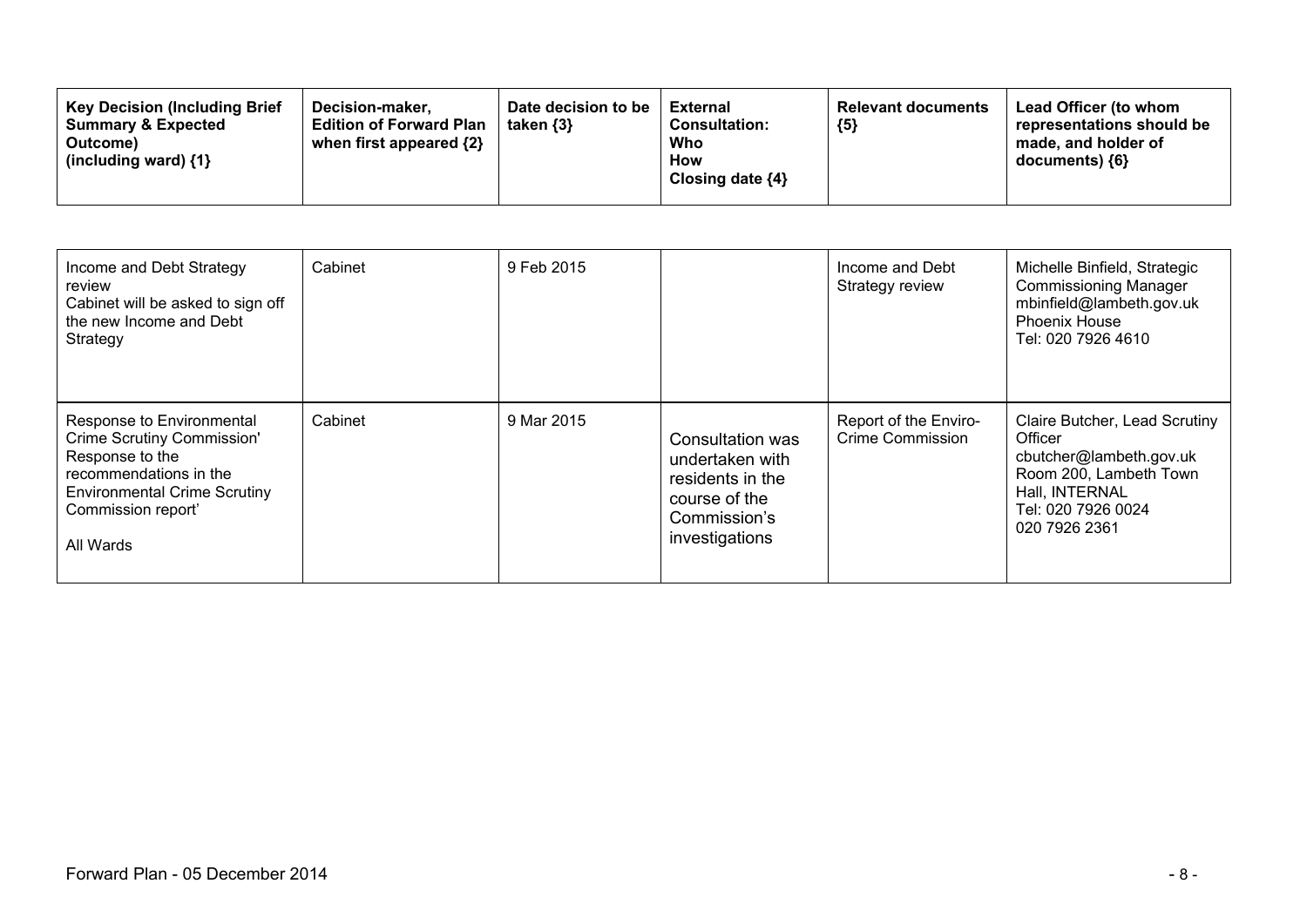| Key Decision (Including Brief Summary & Expected Outcome) (including ward) {1} | Decision-maker, Edition of Forward Plan when first appeared {2} | Date decision to be taken {3} | External Consultation: Who How Closing date {4} | Relevant documents {5} | Lead Officer (to whom representations should be made, and holder of documents) {6} |
|---|---|---|---|---|---|
| Income and Debt Strategy review<br>Cabinet will be asked to sign off the new Income and Debt Strategy | Cabinet | 9 Feb 2015 | | Income and Debt Strategy review | Michelle Binfield, Strategic Commissioning Manager<br>mbinfield@lambeth.gov.uk<br>Phoenix House<br>Tel: 020 7926 4610 |
| Response to Environmental Crime Scrutiny Commission'<br>Response to the recommendations in the Environmental Crime Scrutiny Commission report'<br><br>All Wards | Cabinet | 9 Mar 2015 | Consultation was undertaken with residents in the course of the Commission's investigations | Report of the Enviro-Crime Commission | Claire Butcher, Lead Scrutiny Officer<br>cbutcher@lambeth.gov.uk<br>Room 200, Lambeth Town Hall, INTERNAL<br>Tel: 020 7926 0024<br>020 7926 2361 |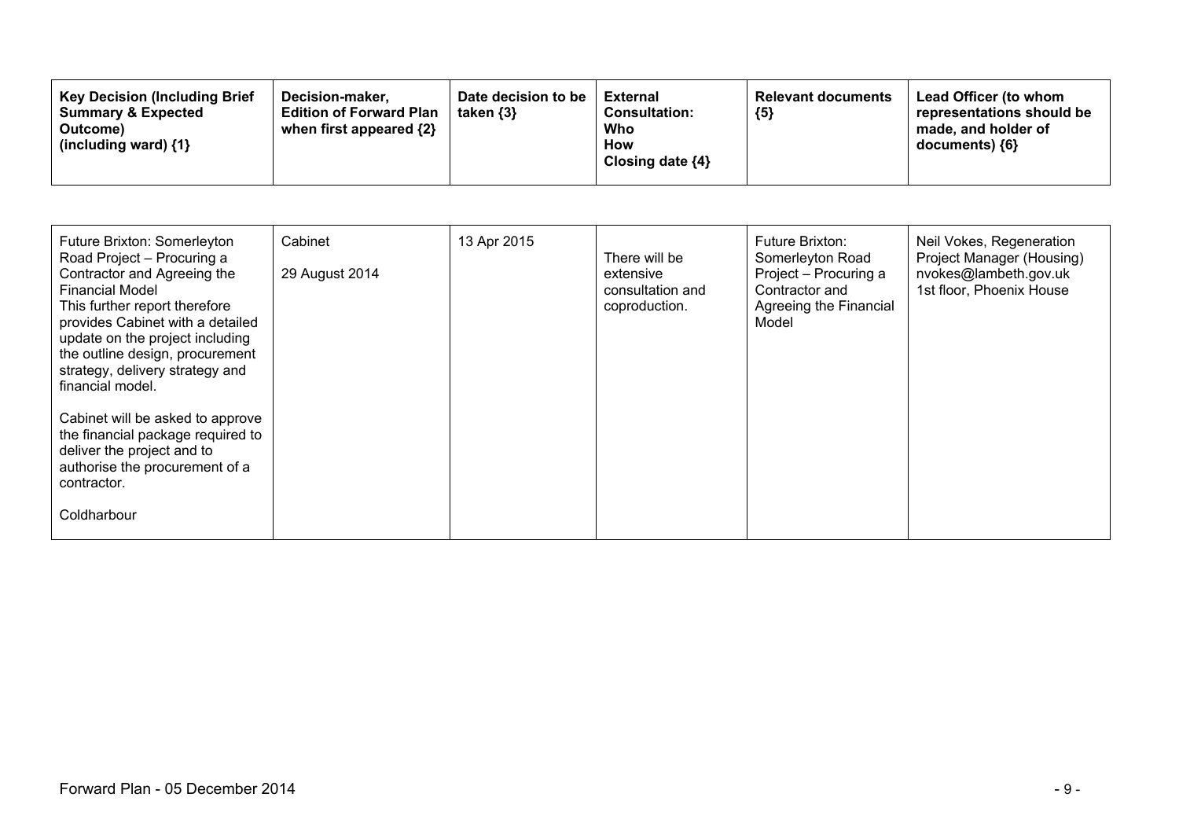| Key Decision (Including Brief Summary & Expected Outcome) (including ward) {1} | Decision-maker, Edition of Forward Plan when first appeared {2} | Date decision to be taken {3} | External Consultation: Who How Closing date {4} | Relevant documents {5} | Lead Officer (to whom representations should be made, and holder of documents) {6} |
|---|---|---|---|---|---|
| Future Brixton: Somerleyton Road Project – Procuring a Contractor and Agreeing the Financial Model<br>This further report therefore provides Cabinet with a detailed update on the project including the outline design, procurement strategy, delivery strategy and financial model.<br><br>Cabinet will be asked to approve the financial package required to deliver the project and to authorise the procurement of a contractor.<br><br>Coldharbour | Cabinet<br><br>29 August 2014 | 13 Apr 2015 | There will be extensive consultation and coproduction. | Future Brixton: Somerleyton Road Project – Procuring a Contractor and Agreeing the Financial Model | Neil Vokes, Regeneration Project Manager (Housing)<br>nvokes@lambeth.gov.uk<br>1st floor, Phoenix House |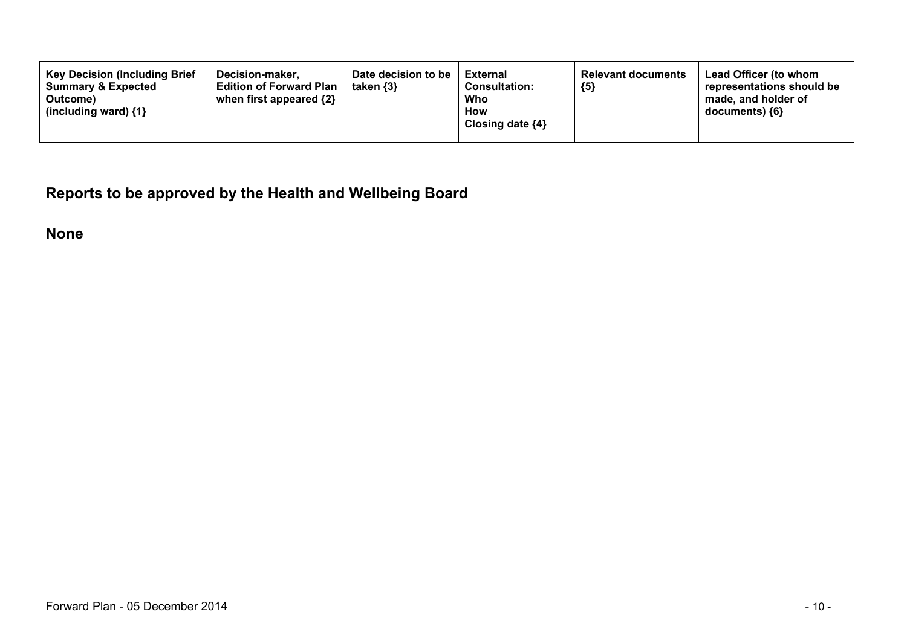| Key Decision (Including Brief Summary & Expected Outcome) (including ward) {1} | Decision-maker, Edition of Forward Plan when first appeared {2} | Date decision to be taken {3} | External Consultation: Who How Closing date {4} | Relevant documents {5} | Lead Officer (to whom representations should be made, and holder of documents) {6} |
|---|---|---|---|---|---|

## Reports to be approved by the Health and Wellbeing Board

**None**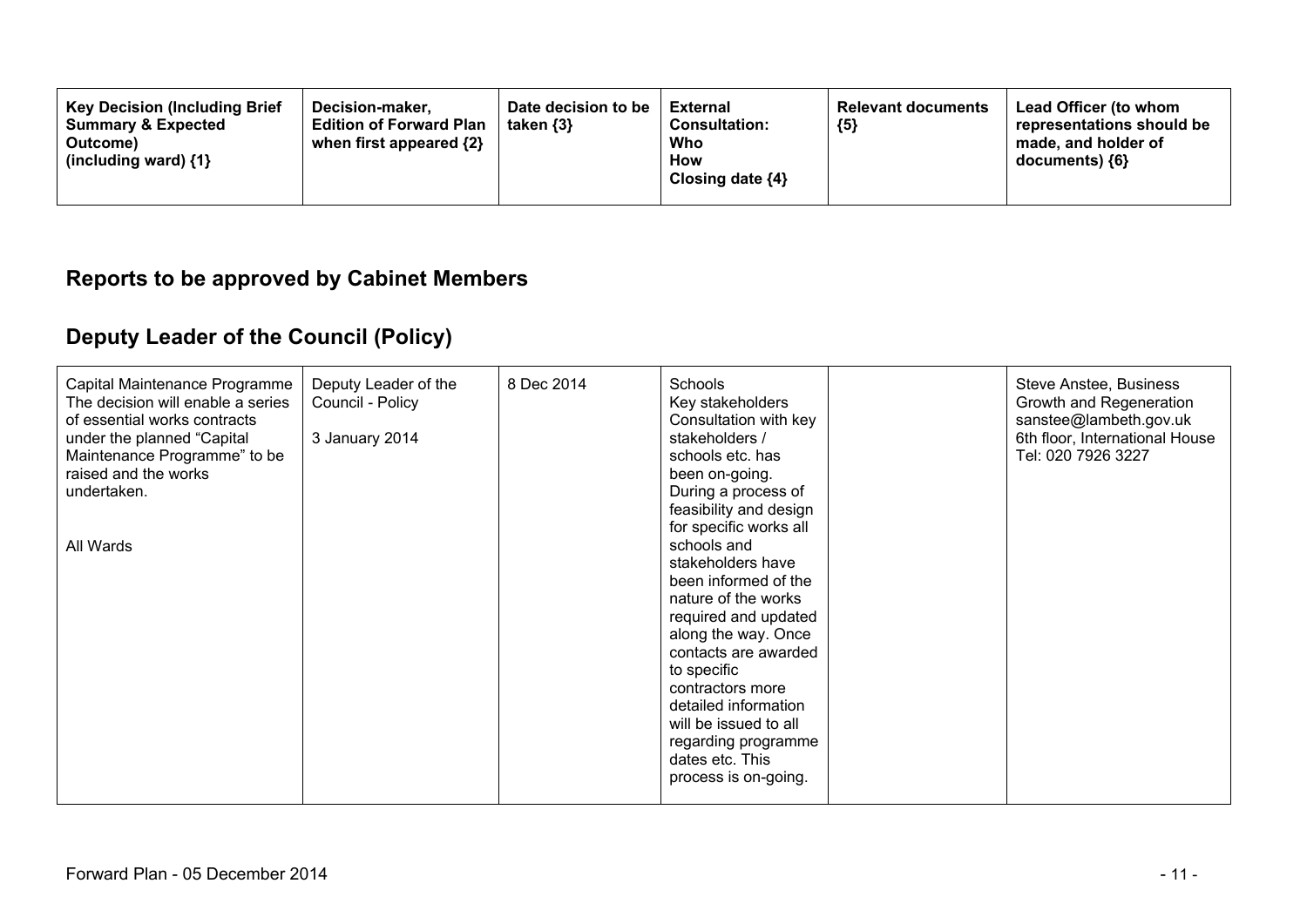| Key Decision (Including Brief Summary & Expected Outcome) (including ward) {1} | Decision-maker, Edition of Forward Plan when first appeared {2} | Date decision to be taken {3} | External Consultation: Who How Closing date {4} | Relevant documents {5} | Lead Officer (to whom representations should be made, and holder of documents) {6} |
|---|---|---|---|---|---|

## Reports to be approved by Cabinet Members

## Deputy Leader of the Council (Policy)

| Key Decision (Including Brief Summary & Expected Outcome) (including ward) {1} | Decision-maker, Edition of Forward Plan when first appeared {2} | Date decision to be taken {3} | External Consultation: Who How Closing date {4} | Relevant documents {5} | Lead Officer (to whom representations should be made, and holder of documents) {6} |
|---|---|---|---|---|---|
| Capital Maintenance Programme The decision will enable a series of essential works contracts under the planned "Capital Maintenance Programme" to be raised and the works undertaken.<br><br>All Wards | Deputy Leader of the Council - Policy<br><br>3 January 2014 | 8 Dec 2014 | Schools<br>Key stakeholders<br>Consultation with key stakeholders / schools etc. has been on-going. During a process of feasibility and design for specific works all schools and stakeholders have been informed of the nature of the works required and updated along the way. Once contacts are awarded to specific contractors more detailed information will be issued to all regarding programme dates etc. This process is on-going. | | Steve Anstee, Business Growth and Regeneration<br>sanstee@lambeth.gov.uk<br>6th floor, International House<br>Tel: 020 7926 3227 |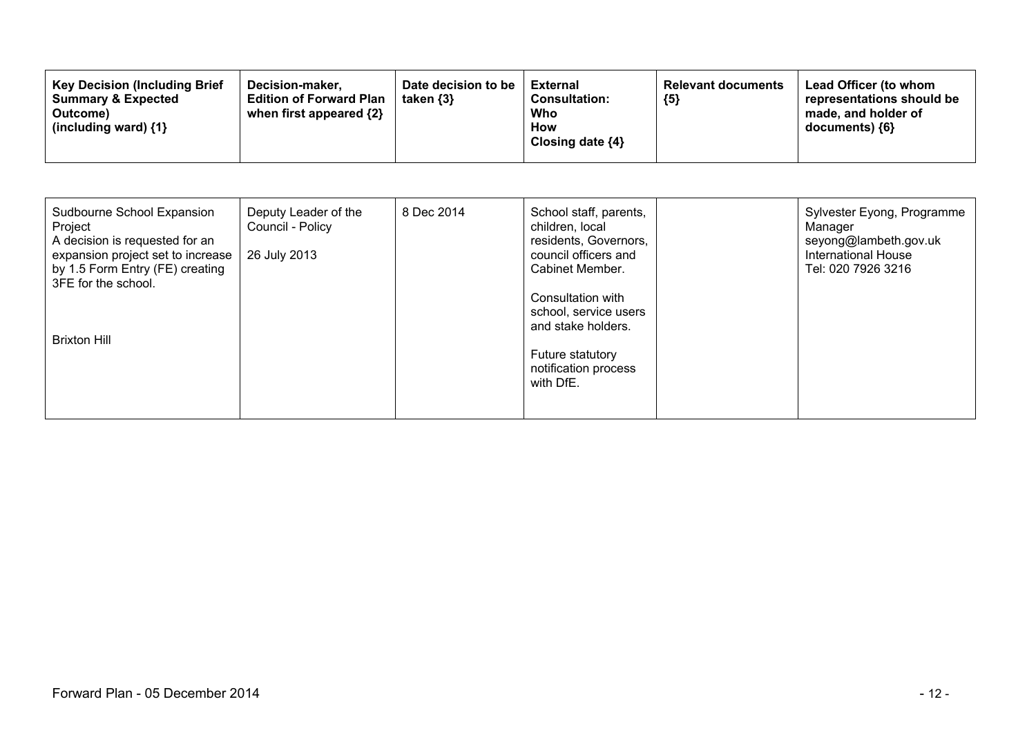| Key Decision (Including Brief Summary & Expected Outcome) (including ward) {1} | Decision-maker, Edition of Forward Plan when first appeared {2} | Date decision to be taken {3} | External Consultation: Who How Closing date {4} | Relevant documents {5} | Lead Officer (to whom representations should be made, and holder of documents) {6} |
|---|---|---|---|---|---|
| Sudbourne School Expansion Project<br>A decision is requested for an expansion project set to increase by 1.5 Form Entry (FE) creating 3FE for the school.<br><br>Brixton Hill | Deputy Leader of the Council - Policy<br><br>26 July 2013 | 8 Dec 2014 | School staff, parents, children, local residents, Governors, council officers and Cabinet Member.<br><br>Consultation with school, service users and stake holders.<br><br>Future statutory notification process with DfE. | | Sylvester Eyong, Programme Manager<br>seyong@lambeth.gov.uk<br>International House<br>Tel: 020 7926 3216 |

Forward Plan - 05 December 2014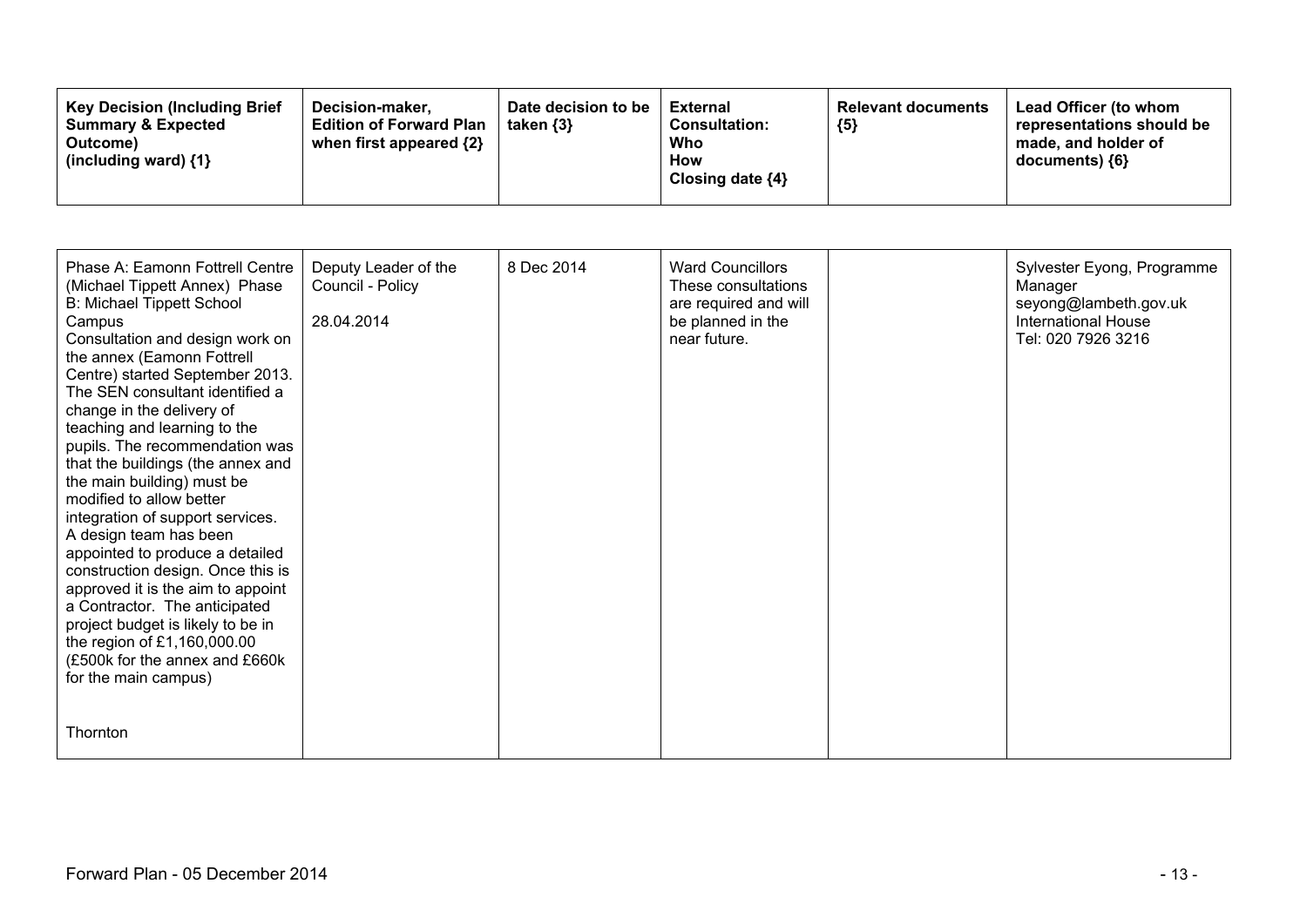| Key Decision (Including Brief Summary & Expected Outcome) (including ward) {1} | Decision-maker, Edition of Forward Plan when first appeared {2} | Date decision to be taken {3} | External Consultation: Who How Closing date {4} | Relevant documents {5} | Lead Officer (to whom representations should be made, and holder of documents) {6} |
|---|---|---|---|---|---|
| Phase A: Eamonn Fottrell Centre (Michael Tippett Annex) Phase B: Michael Tippett School Campus<br>Consultation and design work on the annex (Eamonn Fottrell Centre) started September 2013. The SEN consultant identified a change in the delivery of teaching and learning to the pupils. The recommendation was that the buildings (the annex and the main building) must be modified to allow better integration of support services. A design team has been appointed to produce a detailed construction design. Once this is approved it is the aim to appoint a Contractor. The anticipated project budget is likely to be in the region of £1,160,000.00 (£500k for the annex and £660k for the main campus)<br><br>Thornton | Deputy Leader of the Council - Policy<br><br>28.04.2014 | 8 Dec 2014 | Ward Councillors These consultations are required and will be planned in the near future. | | Sylvester Eyong, Programme Manager<br>seyong@lambeth.gov.uk<br>International House<br>Tel: 020 7926 3216 |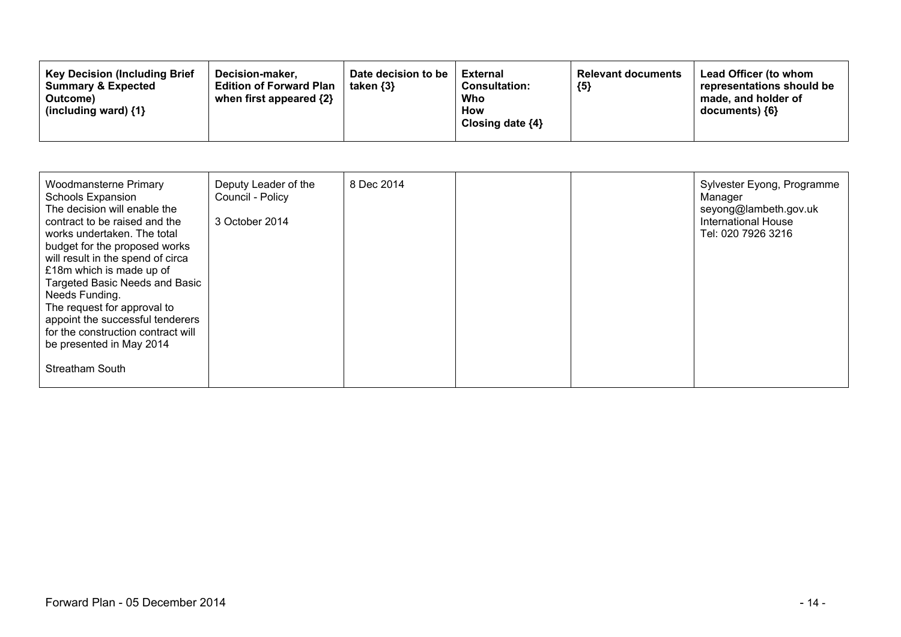| Key Decision (Including Brief Summary & Expected Outcome) (including ward) {1} | Decision-maker, Edition of Forward Plan when first appeared {2} | Date decision to be taken {3} | External Consultation: Who How Closing date {4} | Relevant documents {5} | Lead Officer (to whom representations should be made, and holder of documents) {6} |
|---|---|---|---|---|---|
| Woodmansterne Primary Schools Expansion<br>The decision will enable the contract to be raised and the works undertaken. The total budget for the proposed works will result in the spend of circa £18m which is made up of Targeted Basic Needs and Basic Needs Funding.<br>The request for approval to appoint the successful tenderers for the construction contract will be presented in May 2014<br><br>Streatham South | Deputy Leader of the Council - Policy<br><br>3 October 2014 | 8 Dec 2014 | | | Sylvester Eyong, Programme Manager<br>seyong@lambeth.gov.uk<br>International House<br>Tel: 020 7926 3216 |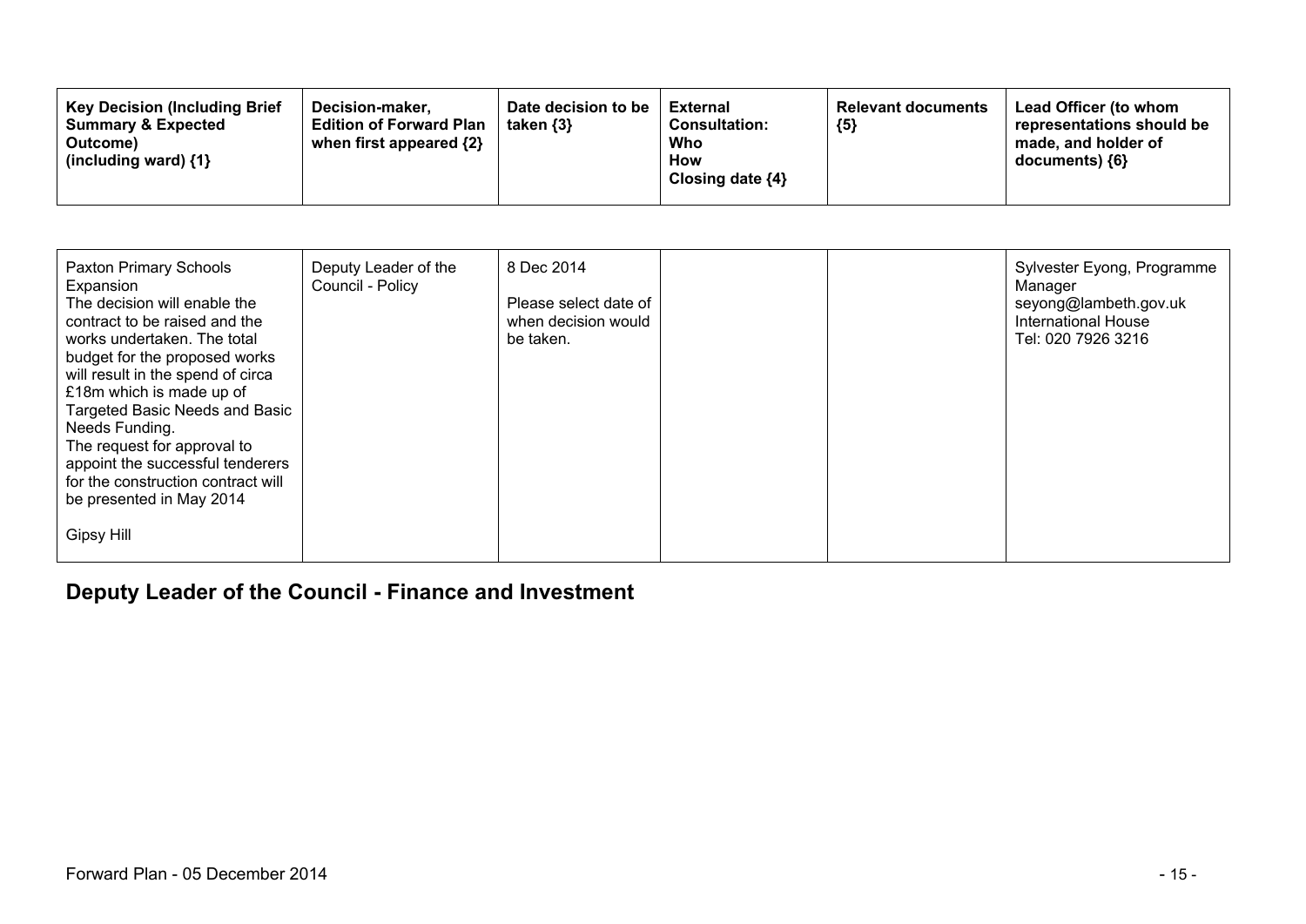| Key Decision (Including Brief Summary & Expected Outcome) (including ward) {1} | Decision-maker, Edition of Forward Plan when first appeared {2} | Date decision to be taken {3} | External Consultation: Who How Closing date {4} | Relevant documents {5} | Lead Officer (to whom representations should be made, and holder of documents) {6} |
|---|---|---|---|---|---|
| Paxton Primary Schools Expansion<br>The decision will enable the contract to be raised and the works undertaken. The total budget for the proposed works will result in the spend of circa £18m which is made up of Targeted Basic Needs and Basic Needs Funding.<br>The request for approval to appoint the successful tenderers for the construction contract will be presented in May 2014<br><br>Gipsy Hill | Deputy Leader of the Council - Policy | 8 Dec 2014<br><br>Please select date of when decision would be taken. | | | Sylvester Eyong, Programme Manager<br>seyong@lambeth.gov.uk<br>International House<br>Tel: 020 7926 3216 |

## Deputy Leader of the Council - Finance and Investment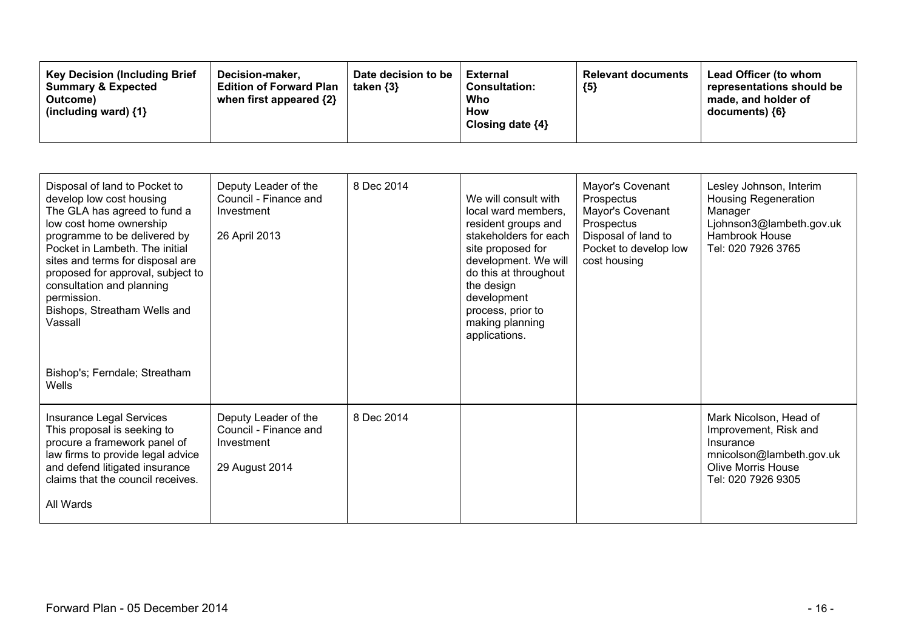| Key Decision (Including Brief Summary & Expected Outcome) (including ward) {1} | Decision-maker, Edition of Forward Plan when first appeared {2} | Date decision to be taken {3} | External Consultation: Who How Closing date {4} | Relevant documents {5} | Lead Officer (to whom representations should be made, and holder of documents) {6} |
|---|---|---|---|---|---|
| Disposal of land to Pocket to develop low cost housing<br>The GLA has agreed to fund a low cost home ownership programme to be delivered by Pocket in Lambeth. The initial sites and terms for disposal are proposed for approval, subject to consultation and planning permission.<br>Bishops, Streatham Wells and Vassall<br><br>Bishop's; Ferndale; Streatham Wells | Deputy Leader of the Council - Finance and Investment<br><br>26 April 2013 | 8 Dec 2014 | We will consult with local ward members, resident groups and stakeholders for each site proposed for development. We will do this at throughout the design development process, prior to making planning applications. | Mayor's Covenant Prospectus<br>Mayor's Covenant Prospectus<br>Disposal of land to Pocket to develop low cost housing | Lesley Johnson, Interim Housing Regeneration Manager<br>Ljohnson3@lambeth.gov.uk<br>Hambrook House<br>Tel: 020 7926 3765 |
| Insurance Legal Services<br>This proposal is seeking to procure a framework panel of law firms to provide legal advice and defend litigated insurance claims that the council receives.<br><br>All Wards | Deputy Leader of the Council - Finance and Investment<br><br>29 August 2014 | 8 Dec 2014 | | | Mark Nicolson, Head of Improvement, Risk and Insurance<br>mnicolson@lambeth.gov.uk<br>Olive Morris House<br>Tel: 020 7926 9305 |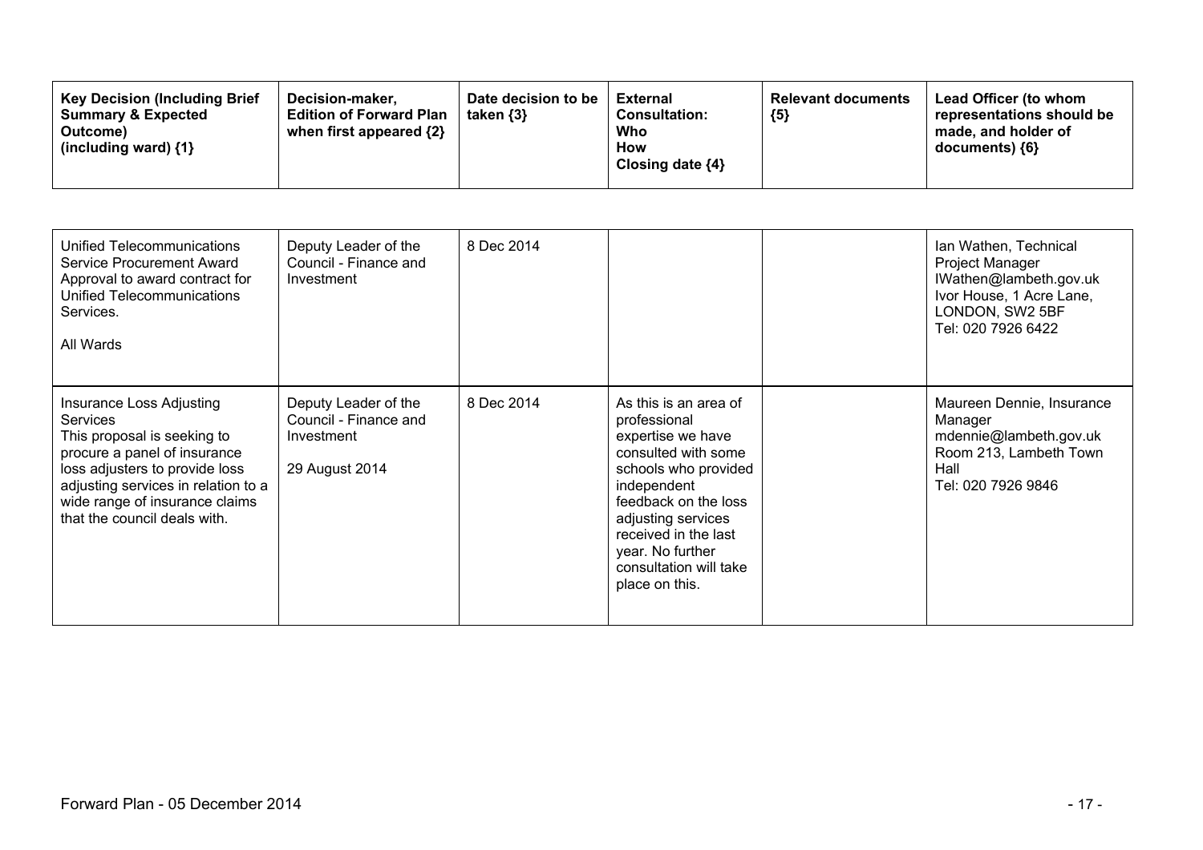| Key Decision (Including Brief Summary & Expected Outcome) (including ward) {1} | Decision-maker, Edition of Forward Plan when first appeared {2} | Date decision to be taken {3} | External Consultation: Who How Closing date {4} | Relevant documents {5} | Lead Officer (to whom representations should be made, and holder of documents) {6} |
|---|---|---|---|---|---|
| Unified Telecommunications Service Procurement Award Approval to award contract for Unified Telecommunications Services.<br><br>All Wards | Deputy Leader of the Council - Finance and Investment | 8 Dec 2014 | | | Ian Wathen, Technical Project Manager IWathen@lambeth.gov.uk Ivor House, 1 Acre Lane, LONDON, SW2 5BF Tel: 020 7926 6422 |
| Insurance Loss Adjusting Services This proposal is seeking to procure a panel of insurance loss adjusters to provide loss adjusting services in relation to a wide range of insurance claims that the council deals with. | Deputy Leader of the Council - Finance and Investment<br><br>29 August 2014 | 8 Dec 2014 | As this is an area of professional expertise we have consulted with some schools who provided independent feedback on the loss adjusting services received in the last year. No further consultation will take place on this. | | Maureen Dennie, Insurance Manager mdennie@lambeth.gov.uk Room 213, Lambeth Town Hall Tel: 020 7926 9846 |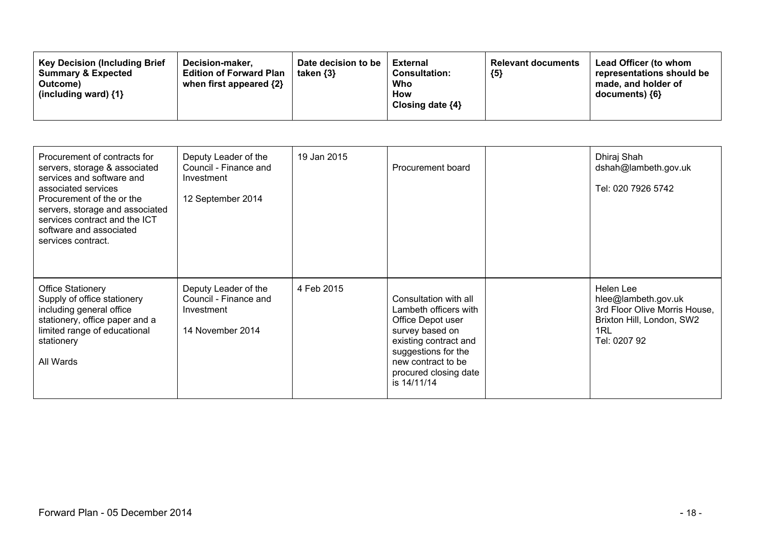| Key Decision (Including Brief Summary & Expected Outcome) (including ward) {1} | Decision-maker, Edition of Forward Plan when first appeared {2} | Date decision to be taken {3} | External Consultation: Who How Closing date {4} | Relevant documents {5} | Lead Officer (to whom representations should be made, and holder of documents) {6} |
|---|---|---|---|---|---|
| Procurement of contracts for servers, storage & associated services and software and associated services<br>Procurement of the or the servers, storage and associated services contract and the ICT software and associated services contract. | Deputy Leader of the Council - Finance and Investment<br><br>12 September 2014 | 19 Jan 2015 | Procurement board | | Dhiraj Shah<br>dshah@lambeth.gov.uk<br><br>Tel: 020 7926 5742 |
| Office Stationery<br>Supply of office stationery including general office stationery, office paper and a limited range of educational stationery<br><br>All Wards | Deputy Leader of the Council - Finance and Investment<br><br>14 November 2014 | 4 Feb 2015 | Consultation with all Lambeth officers with Office Depot user survey based on existing contract and suggestions for the new contract to be procured closing date is 14/11/14 | | Helen Lee<br>hlee@lambeth.gov.uk<br>3rd Floor Olive Morris House, Brixton Hill, London, SW2 1RL<br>Tel: 0207 92 |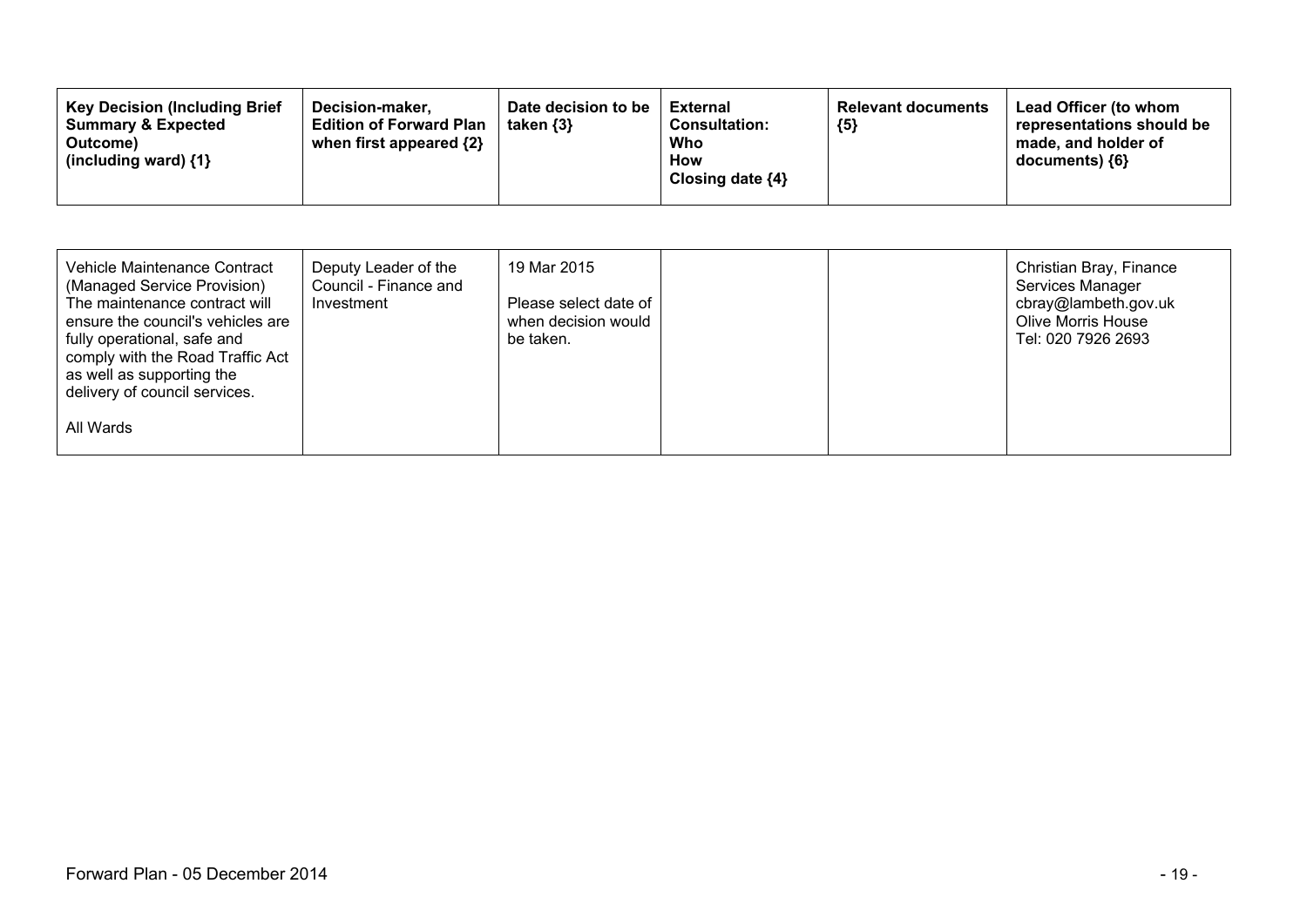| Key Decision (Including Brief Summary & Expected Outcome) (including ward) {1} | Decision-maker, Edition of Forward Plan when first appeared {2} | Date decision to be taken {3} | External Consultation: Who How Closing date {4} | Relevant documents {5} | Lead Officer (to whom representations should be made, and holder of documents) {6} |
|---|---|---|---|---|---|
| Vehicle Maintenance Contract (Managed Service Provision) The maintenance contract will ensure the council's vehicles are fully operational, safe and comply with the Road Traffic Act as well as supporting the delivery of council services.<br><br>All Wards | Deputy Leader of the Council - Finance and Investment | 19 Mar 2015<br><br>Please select date of when decision would be taken. | | | Christian Bray, Finance Services Manager cbray@lambeth.gov.uk Olive Morris House Tel: 020 7926 2693 |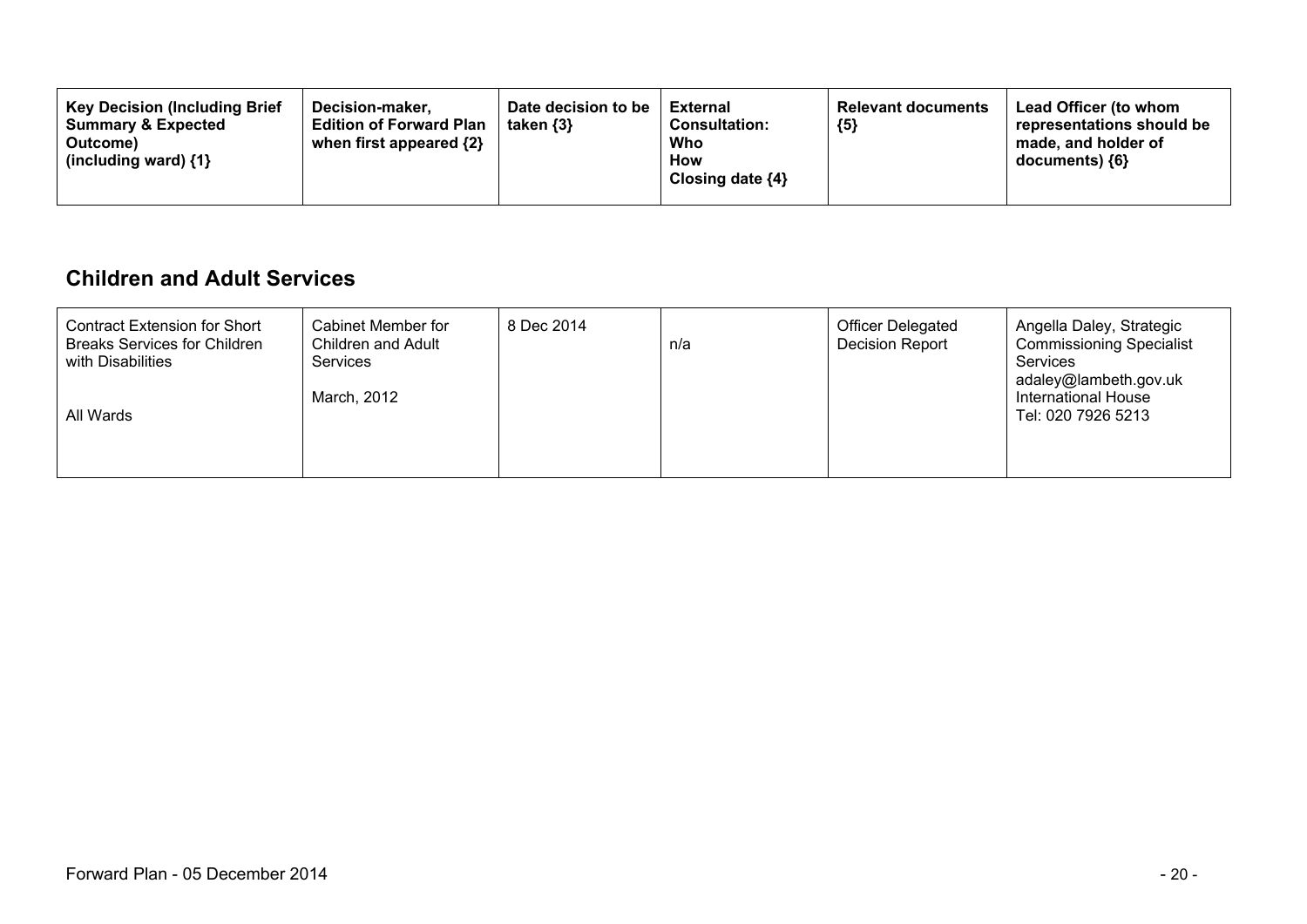| **Key Decision (Including Brief Summary & Expected Outcome) (including ward) {1}** | **Decision-maker, Edition of Forward Plan when first appeared {2}** | **Date decision to be taken {3}** | **External Consultation: Who How Closing date {4}** | **Relevant documents {5}** | **Lead Officer (to whom representations should be made, and holder of documents) {6}** |
|---|---|---|---|---|---|

## Children and Adult Services

| | | | | | |
|---|---|---|---|---|---|
| Contract Extension for Short Breaks Services for Children with Disabilities<br><br>All Wards | Cabinet Member for Children and Adult Services<br><br>March, 2012 | 8 Dec 2014 | n/a | Officer Delegated Decision Report | Angella Daley, Strategic Commissioning Specialist Services<br>adaley@lambeth.gov.uk<br>International House<br>Tel: 020 7926 5213 |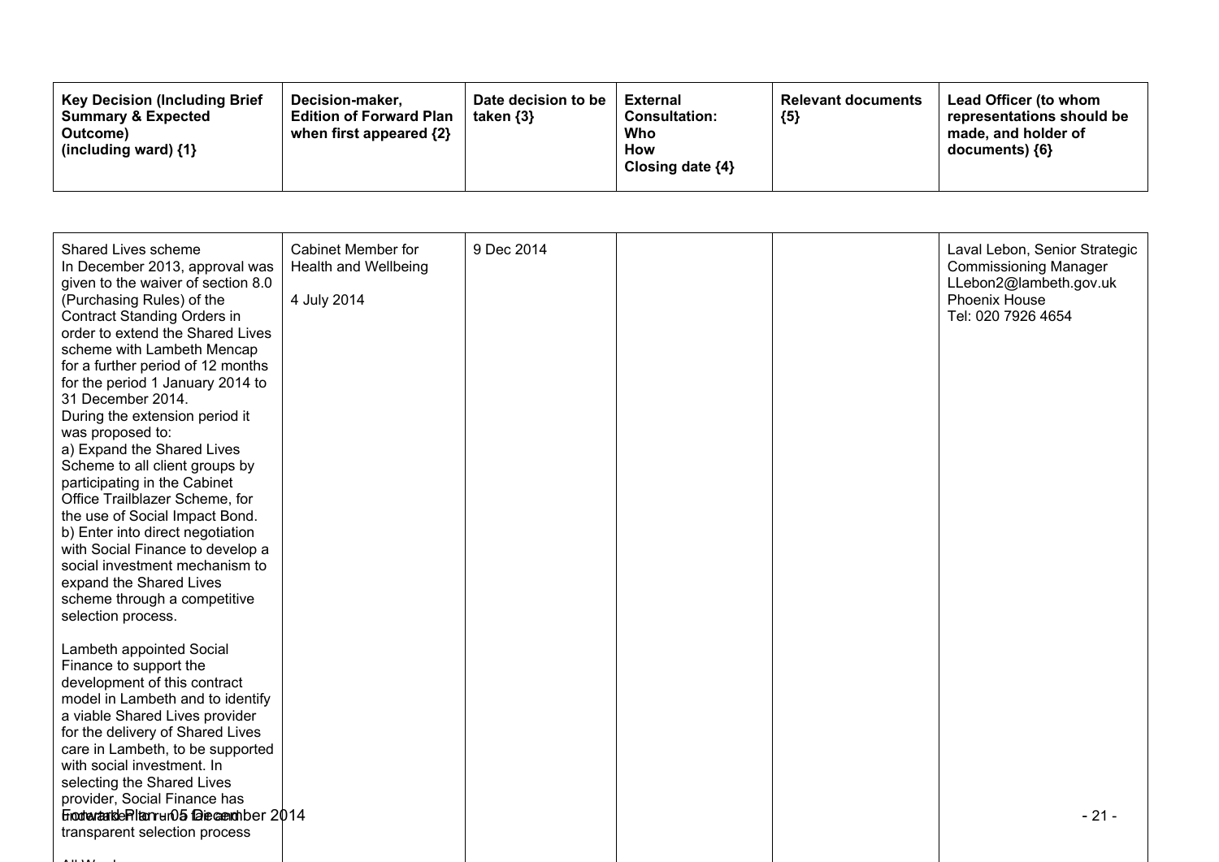| Key Decision (Including Brief Summary & Expected Outcome) (including ward) {1} | Decision-maker, Edition of Forward Plan when first appeared {2} | Date decision to be taken {3} | External Consultation: Who How Closing date {4} | Relevant documents {5} | Lead Officer (to whom representations should be made, and holder of documents) {6} |
|---|---|---|---|---|---|
| Shared Lives scheme<br>In December 2013, approval was given to the waiver of section 8.0 (Purchasing Rules) of the Contract Standing Orders in order to extend the Shared Lives scheme with Lambeth Mencap for a further period of 12 months for the period 1 January 2014 to 31 December 2014.<br>During the extension period it was proposed to:<br>a) Expand the Shared Lives Scheme to all client groups by participating in the Cabinet Office Trailblazer Scheme, for the use of Social Impact Bond.<br>b) Enter into direct negotiation with Social Finance to develop a social investment mechanism to expand the Shared Lives scheme through a competitive selection process.<br><br>Lambeth appointed Social Finance to support the development of this contract model in Lambeth and to identify a viable Shared Lives provider for the delivery of Shared Lives care in Lambeth, to be supported with social investment. In selecting the Shared Lives provider, Social Finance has undertaken to run a fair and transparent selection process | Cabinet Member for Health and Wellbeing<br><br>4 July 2014 | 9 Dec 2014 | | | Laval Lebon, Senior Strategic Commissioning Manager<br>LLebon2@lambeth.gov.uk<br>Phoenix House<br>Tel: 020 7926 4654 |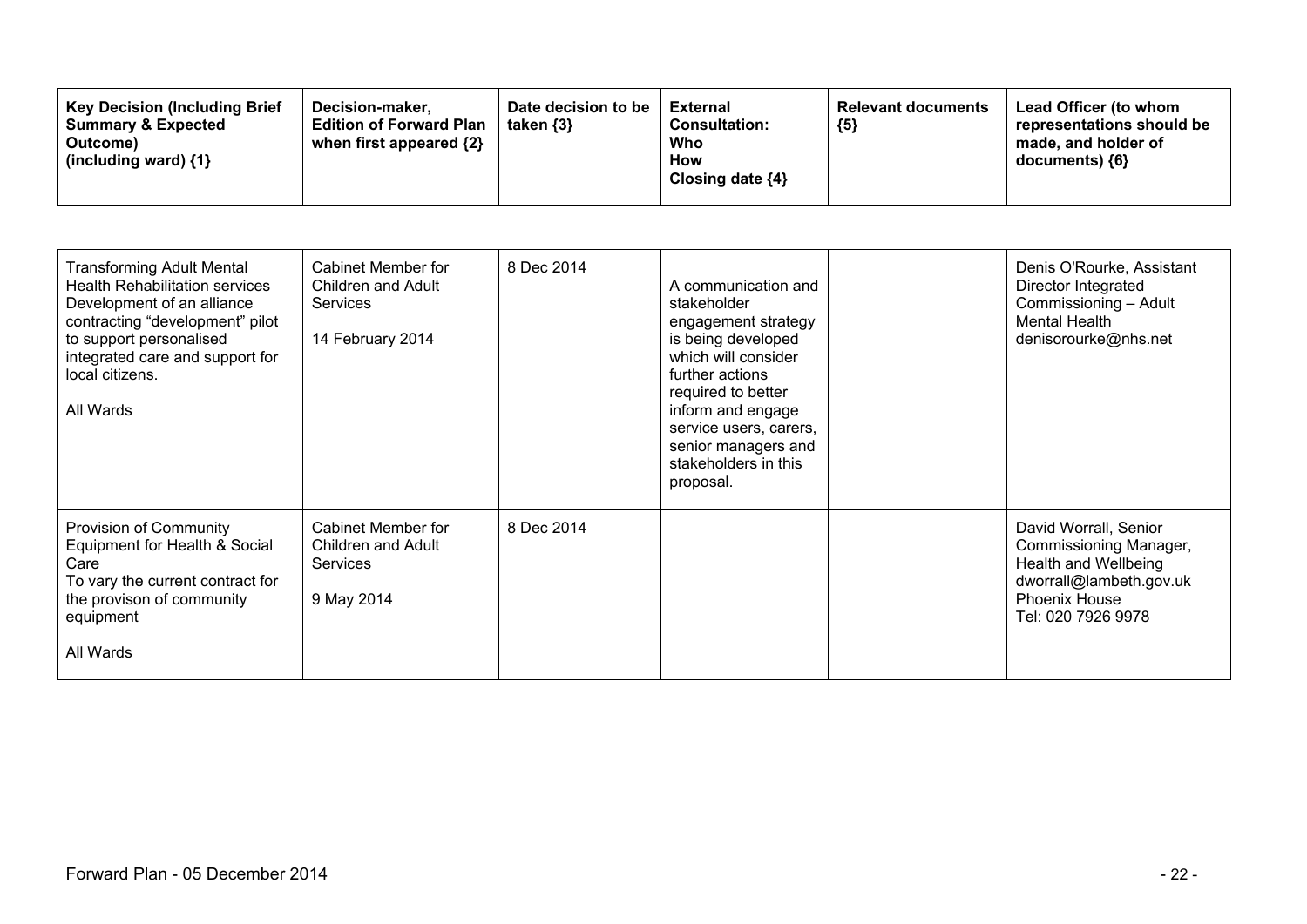| Key Decision (Including Brief Summary & Expected Outcome) (including ward) {1} | Decision-maker, Edition of Forward Plan when first appeared {2} | Date decision to be taken {3} | External Consultation: Who How Closing date {4} | Relevant documents {5} | Lead Officer (to whom representations should be made, and holder of documents) {6} |
|---|---|---|---|---|---|
| Transforming Adult Mental Health Rehabilitation services Development of an alliance contracting "development" pilot to support personalised integrated care and support for local citizens.<br><br>All Wards | Cabinet Member for Children and Adult Services<br><br>14 February 2014 | 8 Dec 2014 | A communication and stakeholder engagement strategy is being developed which will consider further actions required to better inform and engage service users, carers, senior managers and stakeholders in this proposal. | | Denis O'Rourke, Assistant Director Integrated Commissioning – Adult Mental Health denisorourke@nhs.net |
| Provision of Community Equipment for Health & Social Care<br>To vary the current contract for the provison of community equipment<br><br>All Wards | Cabinet Member for Children and Adult Services<br><br>9 May 2014 | 8 Dec 2014 | | | David Worrall, Senior Commissioning Manager, Health and Wellbeing dworrall@lambeth.gov.uk Phoenix House Tel: 020 7926 9978 |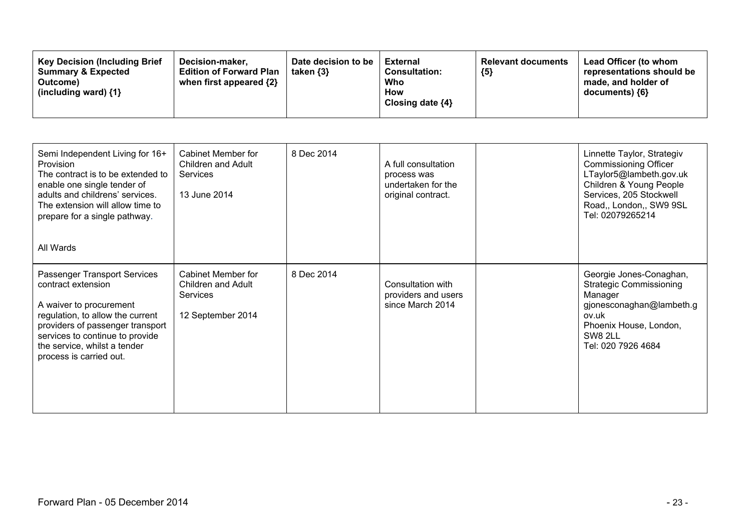| Key Decision (Including Brief Summary & Expected Outcome) (including ward) {1} | Decision-maker, Edition of Forward Plan when first appeared {2} | Date decision to be taken {3} | External Consultation: Who How Closing date {4} | Relevant documents {5} | Lead Officer (to whom representations should be made, and holder of documents) {6} |
|---|---|---|---|---|---|
| Semi Independent Living for 16+ Provision<br>The contract is to be extended to enable one single tender of adults and childrens' services. The extension will allow time to prepare for a single pathway.<br><br>All Wards | Cabinet Member for Children and Adult Services<br><br>13 June 2014 | 8 Dec 2014 | A full consultation process was undertaken for the original contract. | | Linnette Taylor, Strategiv Commissioning Officer<br>LTaylor5@lambeth.gov.uk<br>Children & Young People Services, 205 Stockwell Road,, London,, SW9 9SL<br>Tel: 02079265214 |
| Passenger Transport Services contract extension<br><br>A waiver to procurement regulation, to allow the current providers of passenger transport services to continue to provide the service, whilst a tender process is carried out. | Cabinet Member for Children and Adult Services<br><br>12 September 2014 | 8 Dec 2014 | Consultation with providers and users since March 2014 | | Georgie Jones-Conaghan, Strategic Commissioning Manager<br>gjonesconaghan@lambeth.gov.uk<br>Phoenix House, London, SW8 2LL<br>Tel: 020 7926 4684 |

Forward Plan - 05 December 2014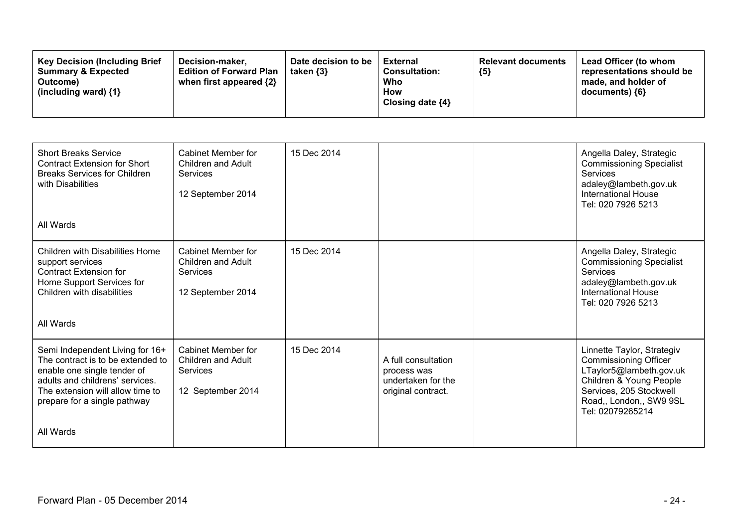| Key Decision (Including Brief Summary & Expected Outcome) (including ward) {1} | Decision-maker, Edition of Forward Plan when first appeared {2} | Date decision to be taken {3} | External Consultation: Who How Closing date {4} | Relevant documents {5} | Lead Officer (to whom representations should be made, and holder of documents) {6} |
|---|---|---|---|---|---|
| Short Breaks Service<br>Contract Extension for Short Breaks Services for Children with Disabilities<br><br>All Wards | Cabinet Member for Children and Adult Services<br><br>12 September 2014 | 15 Dec 2014 | | | Angella Daley, Strategic Commissioning Specialist Services<br>adaley@lambeth.gov.uk<br>International House<br>Tel: 020 7926 5213 |
| Children with Disabilities Home support services<br>Contract Extension for Home Support Services for Children with disabilities<br><br>All Wards | Cabinet Member for Children and Adult Services<br><br>12 September 2014 | 15 Dec 2014 | | | Angella Daley, Strategic Commissioning Specialist Services<br>adaley@lambeth.gov.uk<br>International House<br>Tel: 020 7926 5213 |
| Semi Independent Living for 16+<br>The contract is to be extended to enable one single tender of adults and childrens' services. The extension will allow time to prepare for a single pathway<br><br>All Wards | Cabinet Member for Children and Adult Services<br><br>12 September 2014 | 15 Dec 2014 | A full consultation process was undertaken for the original contract. | | Linnette Taylor, Strategiv Commissioning Officer<br>LTaylor5@lambeth.gov.uk<br>Children & Young People Services, 205 Stockwell Road,, London,, SW9 9SL<br>Tel: 02079265214 |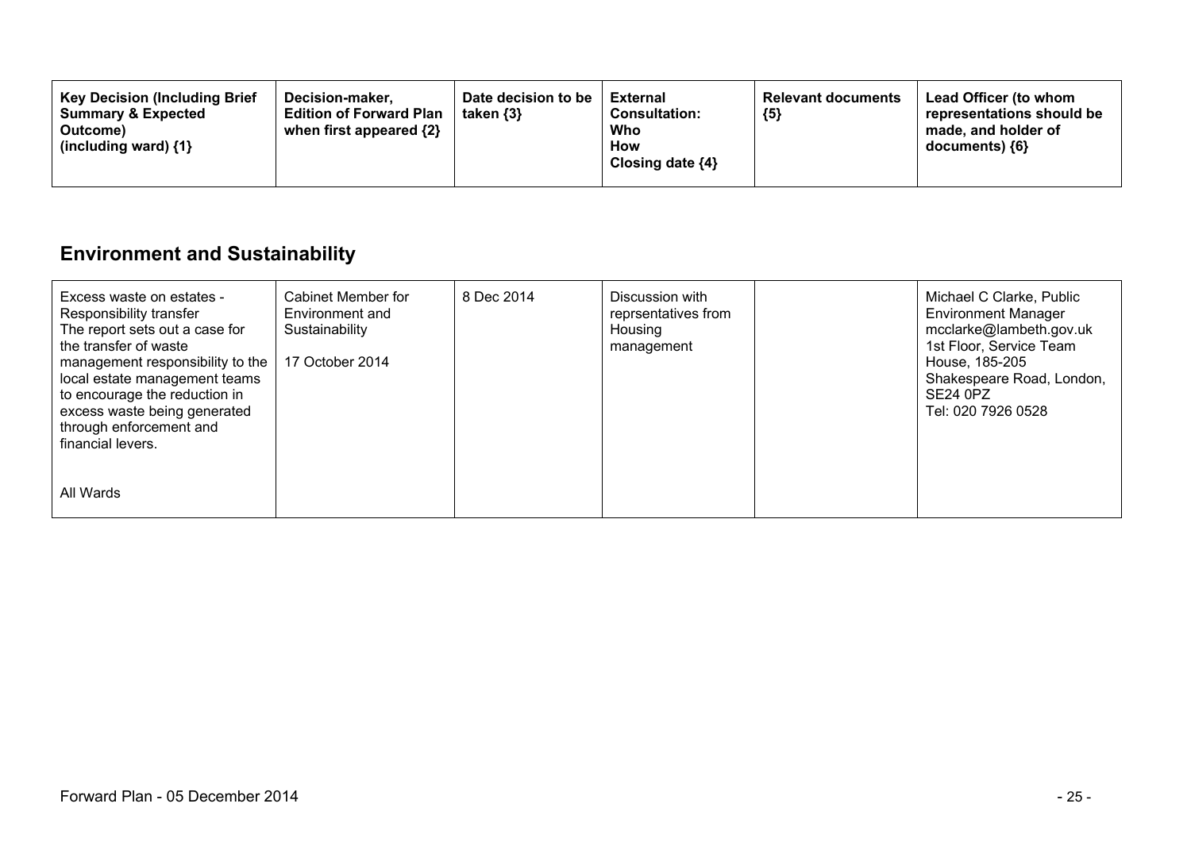| Key Decision (Including Brief Summary & Expected Outcome) (including ward) {1} | Decision-maker, Edition of Forward Plan when first appeared {2} | Date decision to be taken {3} | External Consultation: Who How Closing date {4} | Relevant documents {5} | Lead Officer (to whom representations should be made, and holder of documents) {6} |
|---|---|---|---|---|---|

## Environment and Sustainability

| Key Decision (Including Brief Summary & Expected Outcome) (including ward) {1} | Decision-maker, Edition of Forward Plan when first appeared {2} | Date decision to be taken {3} | External Consultation: Who How Closing date {4} | Relevant documents {5} | Lead Officer (to whom representations should be made, and holder of documents) {6} |
|---|---|---|---|---|---|
| Excess waste on estates - Responsibility transfer<br>The report sets out a case for the transfer of waste management responsibility to the local estate management teams to encourage the reduction in excess waste being generated through enforcement and financial levers.<br><br>All Wards | Cabinet Member for Environment and Sustainability<br><br>17 October 2014 | 8 Dec 2014 | Discussion with reprsentatives from Housing management | | Michael C Clarke, Public Environment Manager<br>mcclarke@lambeth.gov.uk<br>1st Floor, Service Team House, 185-205 Shakespeare Road, London, SE24 0PZ<br>Tel: 020 7926 0528 |

Forward Plan - 05 December 2014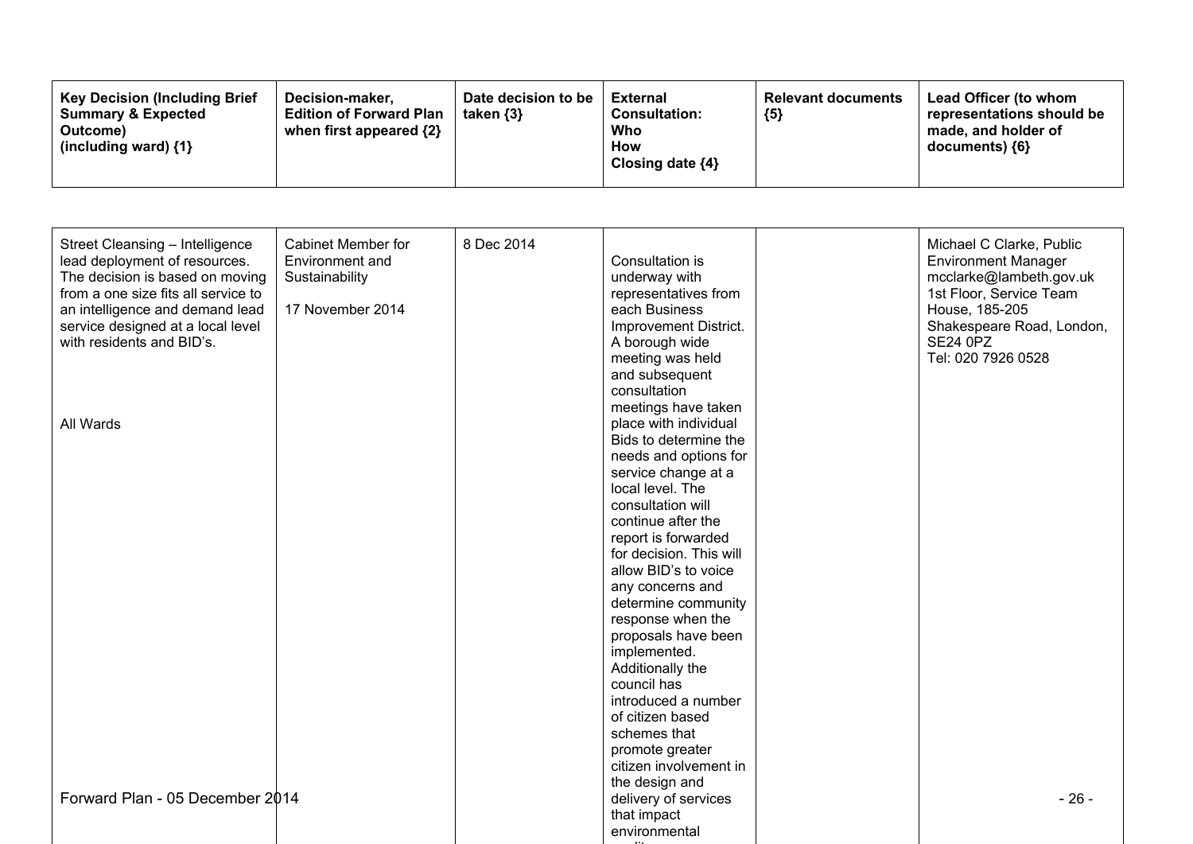| Key Decision (Including Brief Summary & Expected Outcome) (including ward) {1} | Decision-maker, Edition of Forward Plan when first appeared {2} | Date decision to be taken {3} | External Consultation: Who How Closing date {4} | Relevant documents {5} | Lead Officer (to whom representations should be made, and holder of documents) {6} |
|---|---|---|---|---|---|
| Street Cleansing – Intelligence lead deployment of resources. The decision is based on moving from a one size fits all service to an intelligence and demand lead service designed at a local level with residents and BID's.<br><br>All Wards | Cabinet Member for Environment and Sustainability<br><br>17 November 2014 | 8 Dec 2014 | Consultation is underway with representatives from each Business Improvement District. A borough wide meeting was held and subsequent consultation meetings have taken place with individual Bids to determine the needs and options for service change at a local level. The consultation will continue after the report is forwarded for decision. This will allow BID's to voice any concerns and determine community response when the proposals have been implemented. Additionally the council has introduced a number of citizen based schemes that promote greater citizen involvement in the design and delivery of services that impact environmental | | Michael C Clarke, Public Environment Manager mcclarke@lambeth.gov.uk 1st Floor, Service Team House, 185-205 Shakespeare Road, London, SE24 0PZ Tel: 020 7926 0528 |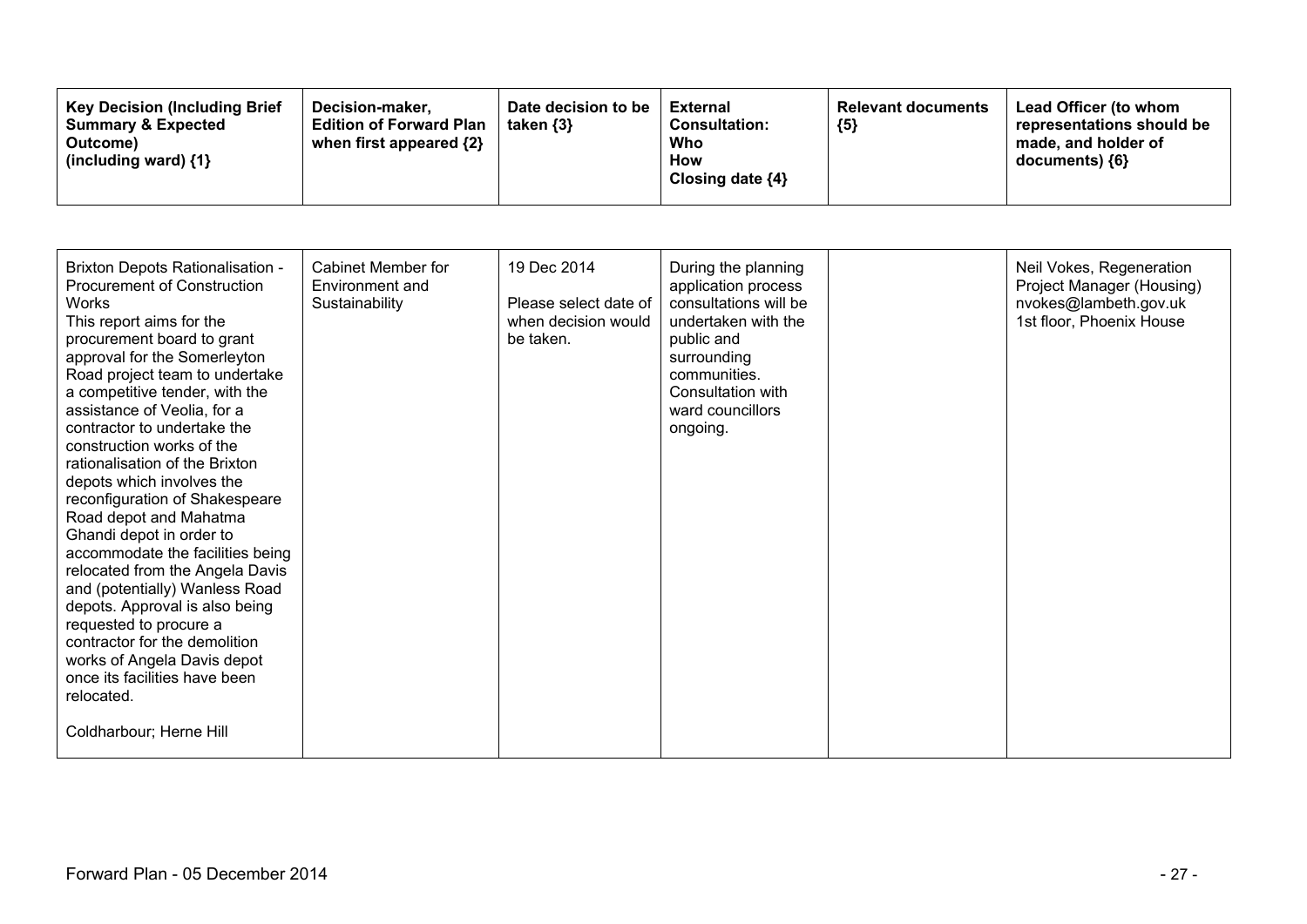| Key Decision (Including Brief Summary & Expected Outcome) (including ward) {1} | Decision-maker, Edition of Forward Plan when first appeared {2} | Date decision to be taken {3} | External Consultation: Who How Closing date {4} | Relevant documents {5} | Lead Officer (to whom representations should be made, and holder of documents) {6} |
|---|---|---|---|---|---|
| Brixton Depots Rationalisation - Procurement of Construction Works<br>This report aims for the procurement board to grant approval for the Somerleyton Road project team to undertake a competitive tender, with the assistance of Veolia, for a contractor to undertake the construction works of the rationalisation of the Brixton depots which involves the reconfiguration of Shakespeare Road depot and Mahatma Ghandi depot in order to accommodate the facilities being relocated from the Angela Davis and (potentially) Wanless Road depots. Approval is also being requested to procure a contractor for the demolition works of Angela Davis depot once its facilities have been relocated.<br><br>Coldharbour; Herne Hill | Cabinet Member for Environment and Sustainability | 19 Dec 2014<br><br>Please select date of when decision would be taken. | During the planning application process consultations will be undertaken with the public and surrounding communities. Consultation with ward councillors ongoing. | | Neil Vokes, Regeneration Project Manager (Housing)<br>nvokes@lambeth.gov.uk<br>1st floor, Phoenix House |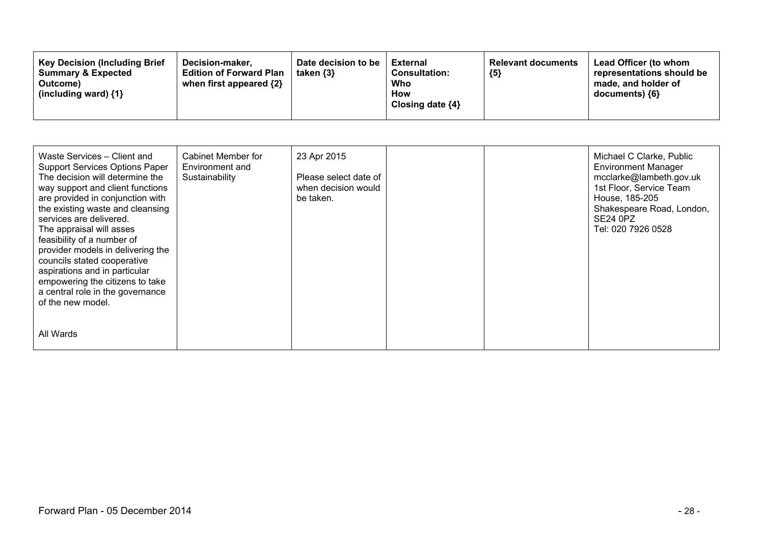| Key Decision (Including Brief Summary & Expected Outcome) (including ward) {1} | Decision-maker, Edition of Forward Plan when first appeared {2} | Date decision to be taken {3} | External Consultation: Who How Closing date {4} | Relevant documents {5} | Lead Officer (to whom representations should be made, and holder of documents) {6} |
|---|---|---|---|---|---|
| Waste Services – Client and Support Services Options Paper<br>The decision will determine the way support and client functions are provided in conjunction with the existing waste and cleansing services are delivered.<br>The appraisal will asses feasibility of a number of provider models in delivering the councils stated cooperative aspirations and in particular empowering the citizens to take a central role in the governance of the new model.<br><br>All Wards | Cabinet Member for Environment and Sustainability | 23 Apr 2015<br><br>Please select date of when decision would be taken. | | | Michael C Clarke, Public Environment Manager<br>mcclarke@lambeth.gov.uk<br>1st Floor, Service Team House, 185-205 Shakespeare Road, London, SE24 0PZ<br>Tel: 020 7926 0528 |

Forward Plan - 05 December 2014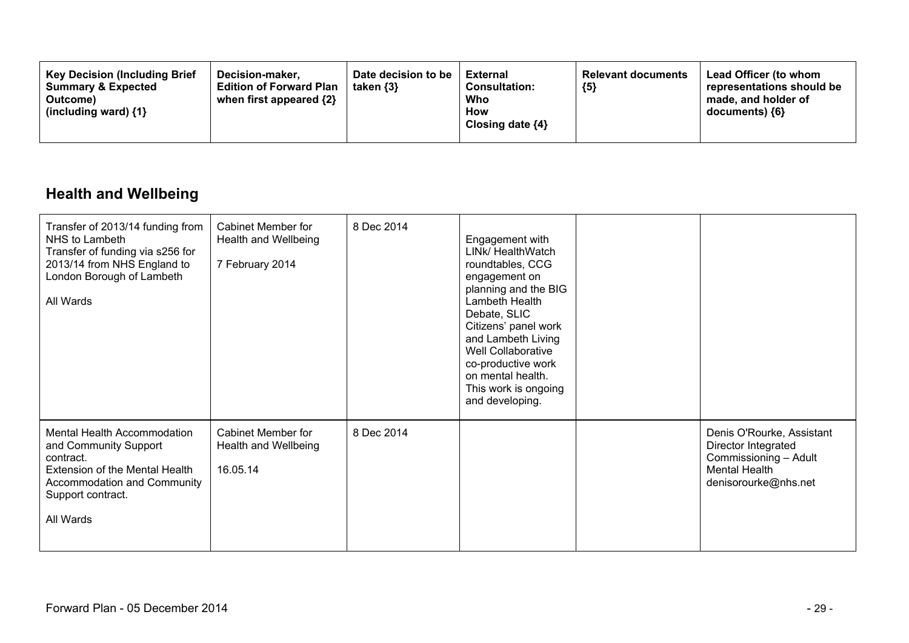| Key Decision (Including Brief Summary & Expected Outcome) (including ward) {1} | Decision-maker, Edition of Forward Plan when first appeared {2} | Date decision to be taken {3} | External Consultation: Who How Closing date {4} | Relevant documents {5} | Lead Officer (to whom representations should be made, and holder of documents) {6} |
|---|---|---|---|---|---|

## Health and Wellbeing

| Key Decision (Including Brief Summary & Expected Outcome) (including ward) {1} | Decision-maker, Edition of Forward Plan when first appeared {2} | Date decision to be taken {3} | External Consultation: Who How Closing date {4} | Relevant documents {5} | Lead Officer (to whom representations should be made, and holder of documents) {6} |
|---|---|---|---|---|---|
| Transfer of 2013/14 funding from NHS to Lambeth<br>Transfer of funding via s256 for 2013/14 from NHS England to London Borough of Lambeth<br><br>All Wards | Cabinet Member for Health and Wellbeing<br><br>7 February 2014 | 8 Dec 2014 | Engagement with LINk/ HealthWatch roundtables, CCG engagement on planning and the BIG Lambeth Health Debate, SLIC Citizens' panel work and Lambeth Living Well Collaborative co-productive work on mental health. This work is ongoing and developing. | | |
| Mental Health Accommodation and Community Support contract.<br>Extension of the Mental Health Accommodation and Community Support contract.<br><br>All Wards | Cabinet Member for Health and Wellbeing<br><br>16.05.14 | 8 Dec 2014 | | | Denis O'Rourke, Assistant Director Integrated Commissioning – Adult Mental Health<br>denisorourke@nhs.net |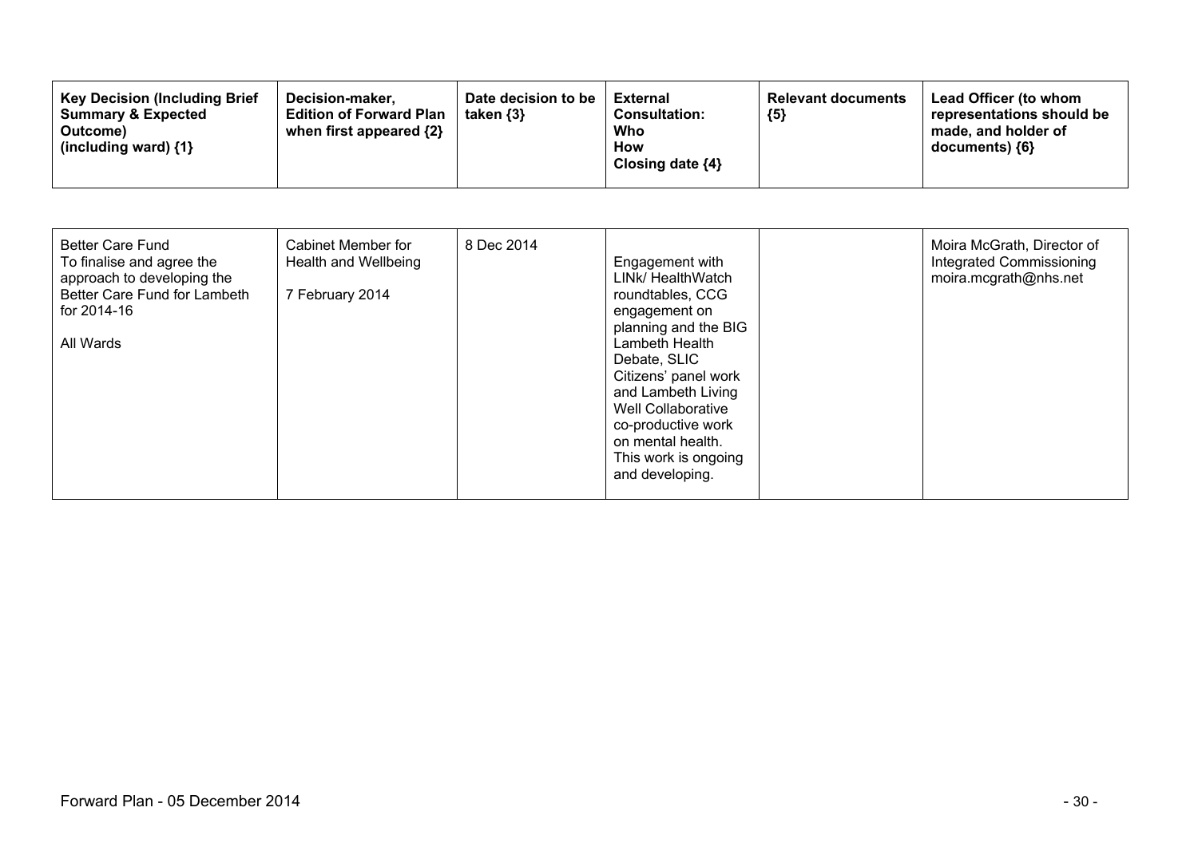| Key Decision (Including Brief Summary & Expected Outcome) (including ward) {1} | Decision-maker, Edition of Forward Plan when first appeared {2} | Date decision to be taken {3} | External Consultation: Who How Closing date {4} | Relevant documents {5} | Lead Officer (to whom representations should be made, and holder of documents) {6} |
|---|---|---|---|---|---|
| Better Care Fund<br>To finalise and agree the approach to developing the Better Care Fund for Lambeth for 2014-16<br><br>All Wards | Cabinet Member for Health and Wellbeing<br><br>7 February 2014 | 8 Dec 2014 | Engagement with LINk/ HealthWatch roundtables, CCG engagement on planning and the BIG Lambeth Health Debate, SLIC Citizens' panel work and Lambeth Living Well Collaborative co-productive work on mental health. This work is ongoing and developing. | | Moira McGrath, Director of Integrated Commissioning<br>moira.mcgrath@nhs.net |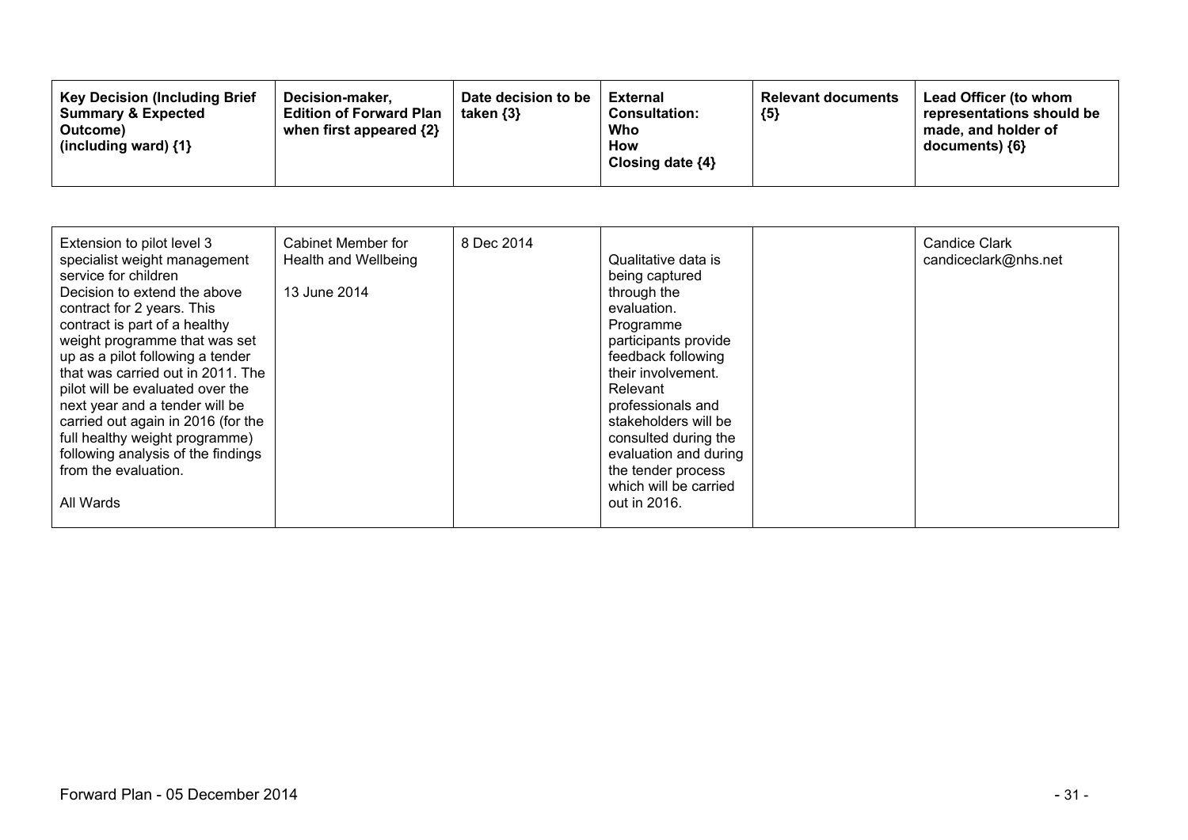| Key Decision (Including Brief Summary & Expected Outcome) (including ward) {1} | Decision-maker, Edition of Forward Plan when first appeared {2} | Date decision to be taken {3} | External Consultation: Who How Closing date {4} | Relevant documents {5} | Lead Officer (to whom representations should be made, and holder of documents) {6} |
|---|---|---|---|---|---|
| Extension to pilot level 3 specialist weight management service for children<br>Decision to extend the above contract for 2 years. This contract is part of a healthy weight programme that was set up as a pilot following a tender that was carried out in 2011. The pilot will be evaluated over the next year and a tender will be carried out again in 2016 (for the full healthy weight programme) following analysis of the findings from the evaluation.<br><br>All Wards | Cabinet Member for Health and Wellbeing<br><br>13 June 2014 | 8 Dec 2014 | Qualitative data is being captured through the evaluation. Programme participants provide feedback following their involvement. Relevant professionals and stakeholders will be consulted during the evaluation and during the tender process which will be carried out in 2016. | | Candice Clark<br>candiceclark@nhs.net |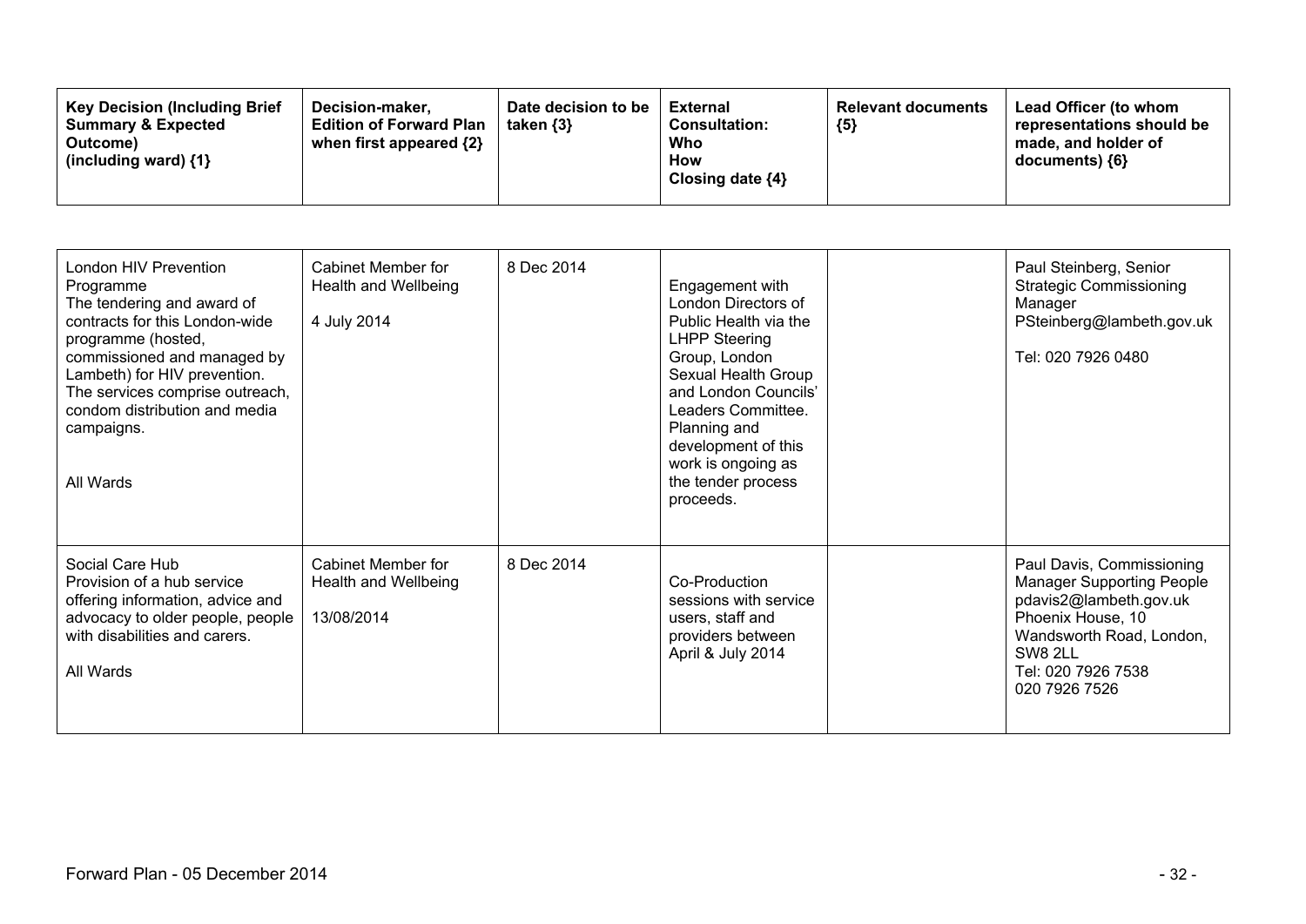| Key Decision (Including Brief Summary & Expected Outcome) (including ward) {1} | Decision-maker, Edition of Forward Plan when first appeared {2} | Date decision to be taken {3} | External Consultation: Who How Closing date {4} | Relevant documents {5} | Lead Officer (to whom representations should be made, and holder of documents) {6} |
|---|---|---|---|---|---|
| London HIV Prevention Programme<br>The tendering and award of contracts for this London-wide programme (hosted, commissioned and managed by Lambeth) for HIV prevention. The services comprise outreach, condom distribution and media campaigns.<br><br>All Wards | Cabinet Member for Health and Wellbeing<br><br>4 July 2014 | 8 Dec 2014 | Engagement with London Directors of Public Health via the LHPP Steering Group, London Sexual Health Group and London Councils' Leaders Committee. Planning and development of this work is ongoing as the tender process proceeds. | | Paul Steinberg, Senior Strategic Commissioning Manager<br>PSteinberg@lambeth.gov.uk<br><br>Tel: 020 7926 0480 |
| Social Care Hub<br>Provision of a hub service offering information, advice and advocacy to older people, people with disabilities and carers.<br><br>All Wards | Cabinet Member for Health and Wellbeing<br><br>13/08/2014 | 8 Dec 2014 | Co-Production sessions with service users, staff and providers between April & July 2014 | | Paul Davis, Commissioning Manager Supporting People<br>pdavis2@lambeth.gov.uk<br>Phoenix House, 10 Wandsworth Road, London, SW8 2LL<br>Tel: 020 7926 7538<br>020 7926 7526 |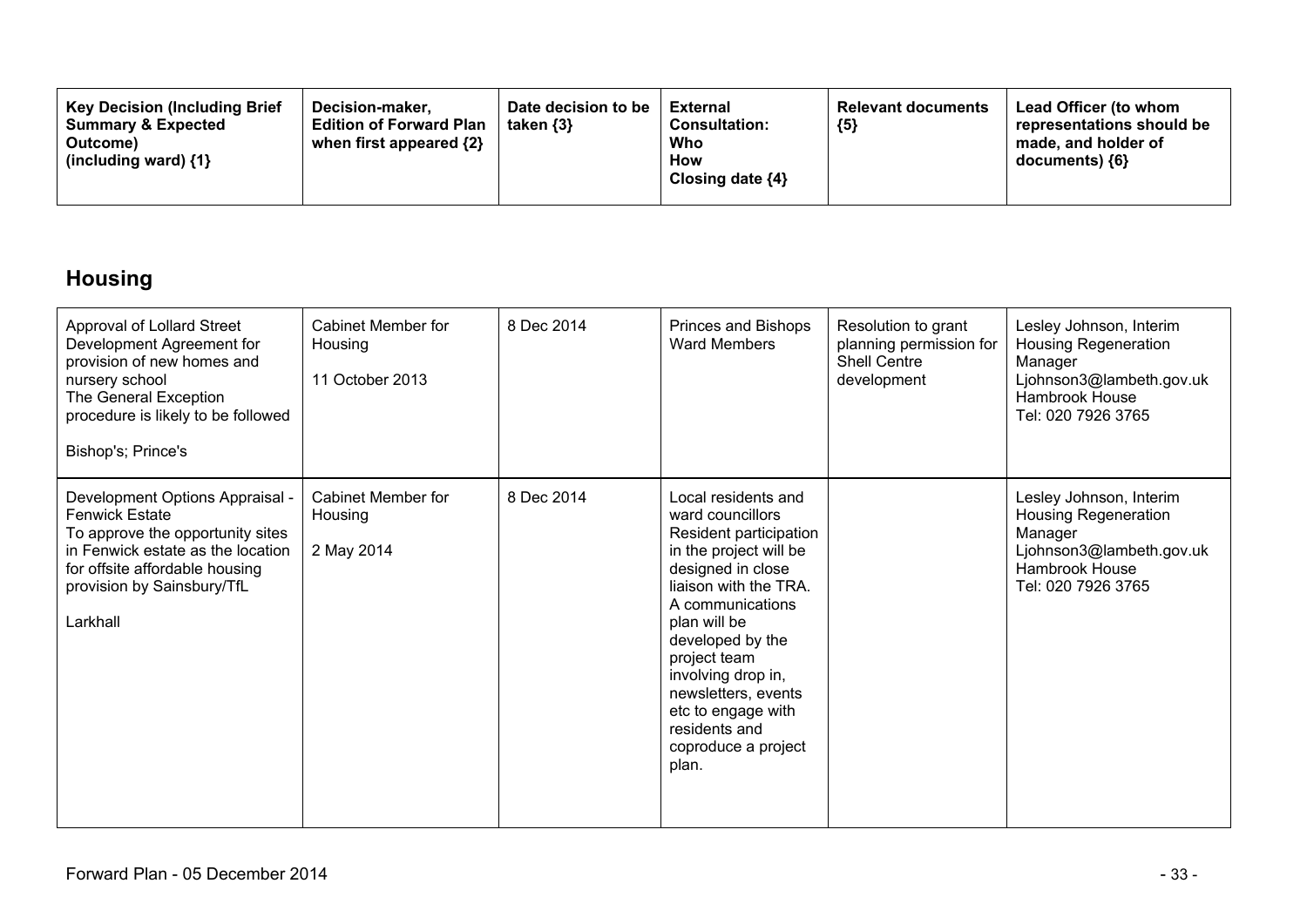| Key Decision (Including Brief Summary & Expected Outcome) (including ward) {1} | Decision-maker, Edition of Forward Plan when first appeared {2} | Date decision to be taken {3} | External Consultation: Who How Closing date {4} | Relevant documents {5} | Lead Officer (to whom representations should be made, and holder of documents) {6} |
|---|---|---|---|---|---|

## Housing

| Key Decision (Including Brief Summary & Expected Outcome) (including ward) {1} | Decision-maker, Edition of Forward Plan when first appeared {2} | Date decision to be taken {3} | External Consultation: Who How Closing date {4} | Relevant documents {5} | Lead Officer (to whom representations should be made, and holder of documents) {6} |
|---|---|---|---|---|---|
| Approval of Lollard Street Development Agreement for provision of new homes and nursery school<br>The General Exception procedure is likely to be followed<br><br>Bishop's; Prince's | Cabinet Member for Housing<br><br>11 October 2013 | 8 Dec 2014 | Princes and Bishops Ward Members | Resolution to grant planning permission for Shell Centre development | Lesley Johnson, Interim Housing Regeneration Manager<br>Ljohnson3@lambeth.gov.uk<br>Hambrook House<br>Tel: 020 7926 3765 |
| Development Options Appraisal - Fenwick Estate<br>To approve the opportunity sites in Fenwick estate as the location for offsite affordable housing provision by Sainsbury/TfL<br><br>Larkhall | Cabinet Member for Housing<br><br>2 May 2014 | 8 Dec 2014 | Local residents and ward councillors<br>Resident participation in the project will be designed in close liaison with the TRA. A communications plan will be developed by the project team involving drop in, newsletters, events etc to engage with residents and coproduce a project plan. | | Lesley Johnson, Interim Housing Regeneration Manager<br>Ljohnson3@lambeth.gov.uk<br>Hambrook House<br>Tel: 020 7926 3765 |

Forward Plan - 05 December 2014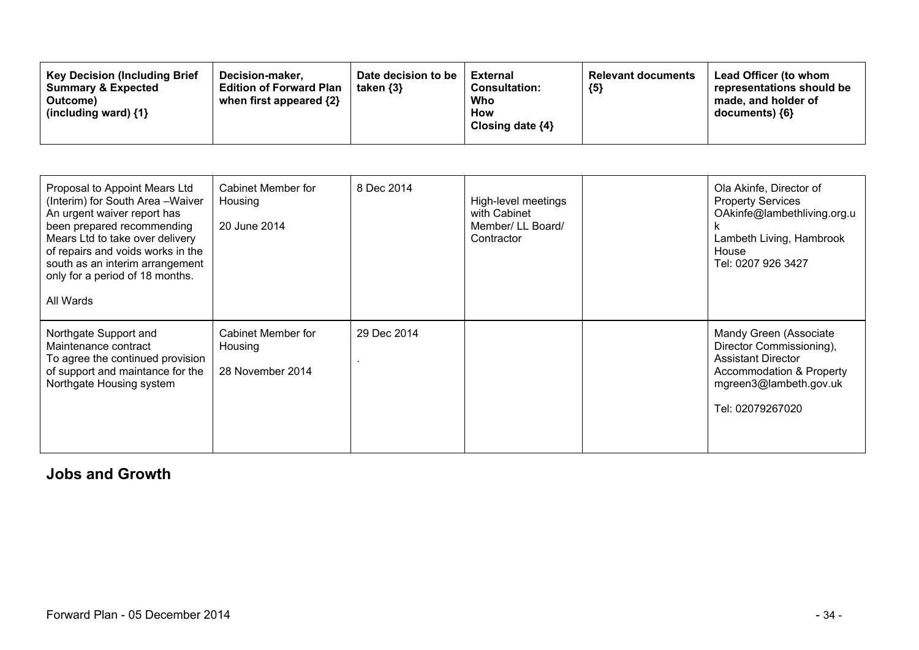| Key Decision (Including Brief Summary & Expected Outcome) (including ward) {1} | Decision-maker, Edition of Forward Plan when first appeared {2} | Date decision to be taken {3} | External Consultation: Who How Closing date {4} | Relevant documents {5} | Lead Officer (to whom representations should be made, and holder of documents) {6} |
|---|---|---|---|---|---|
| Proposal to Appoint Mears Ltd (Interim) for South Area –Waiver An urgent waiver report has been prepared recommending Mears Ltd to take over delivery of repairs and voids works in the south as an interim arrangement only for a period of 18 months.<br><br>All Wards | Cabinet Member for Housing<br><br>20 June 2014 | 8 Dec 2014 | High-level meetings with Cabinet Member/ LL Board/ Contractor | | Ola Akinfe, Director of Property Services OAkinfe@lambethliving.org.uk<br>Lambeth Living, Hambrook House<br>Tel: 0207 926 3427 |
| Northgate Support and Maintenance contract<br>To agree the continued provision of support and maintance for the Northgate Housing system | Cabinet Member for Housing<br><br>28 November 2014 | 29 Dec 2014<br><br>. | | | Mandy Green (Associate Director Commissioning), Assistant Director Accommodation & Property mgreen3@lambeth.gov.uk<br><br>Tel: 02079267020 |

## Jobs and Growth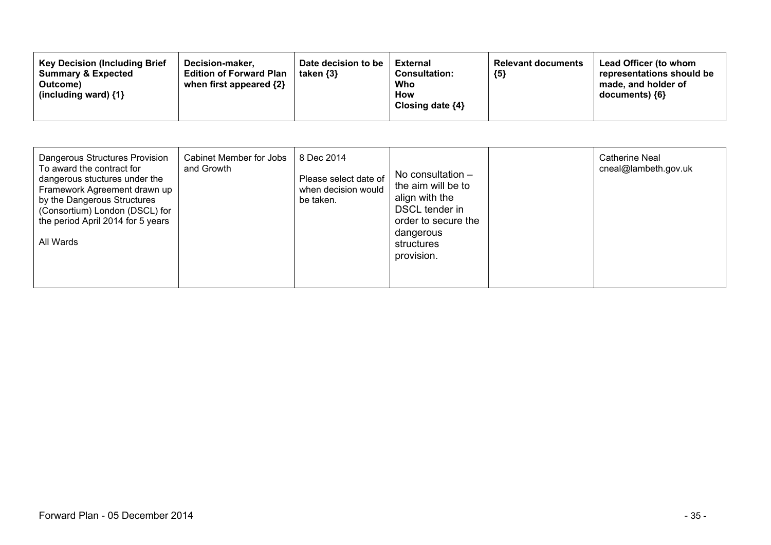| Key Decision (Including Brief Summary & Expected Outcome) (including ward) {1} | Decision-maker, Edition of Forward Plan when first appeared {2} | Date decision to be taken {3} | External Consultation: Who How Closing date {4} | Relevant documents {5} | Lead Officer (to whom representations should be made, and holder of documents) {6} |
|---|---|---|---|---|---|
| Dangerous Structures Provision<br>To award the contract for dangerous stuctures under the Framework Agreement drawn up by the Dangerous Structures (Consortium) London (DSCL) for the period April 2014 for 5 years<br><br>All Wards | Cabinet Member for Jobs and Growth | 8 Dec 2014<br><br>Please select date of when decision would be taken. | No consultation – the aim will be to align with the DSCL tender in order to secure the dangerous structures provision. | | Catherine Neal<br>cneal@lambeth.gov.uk |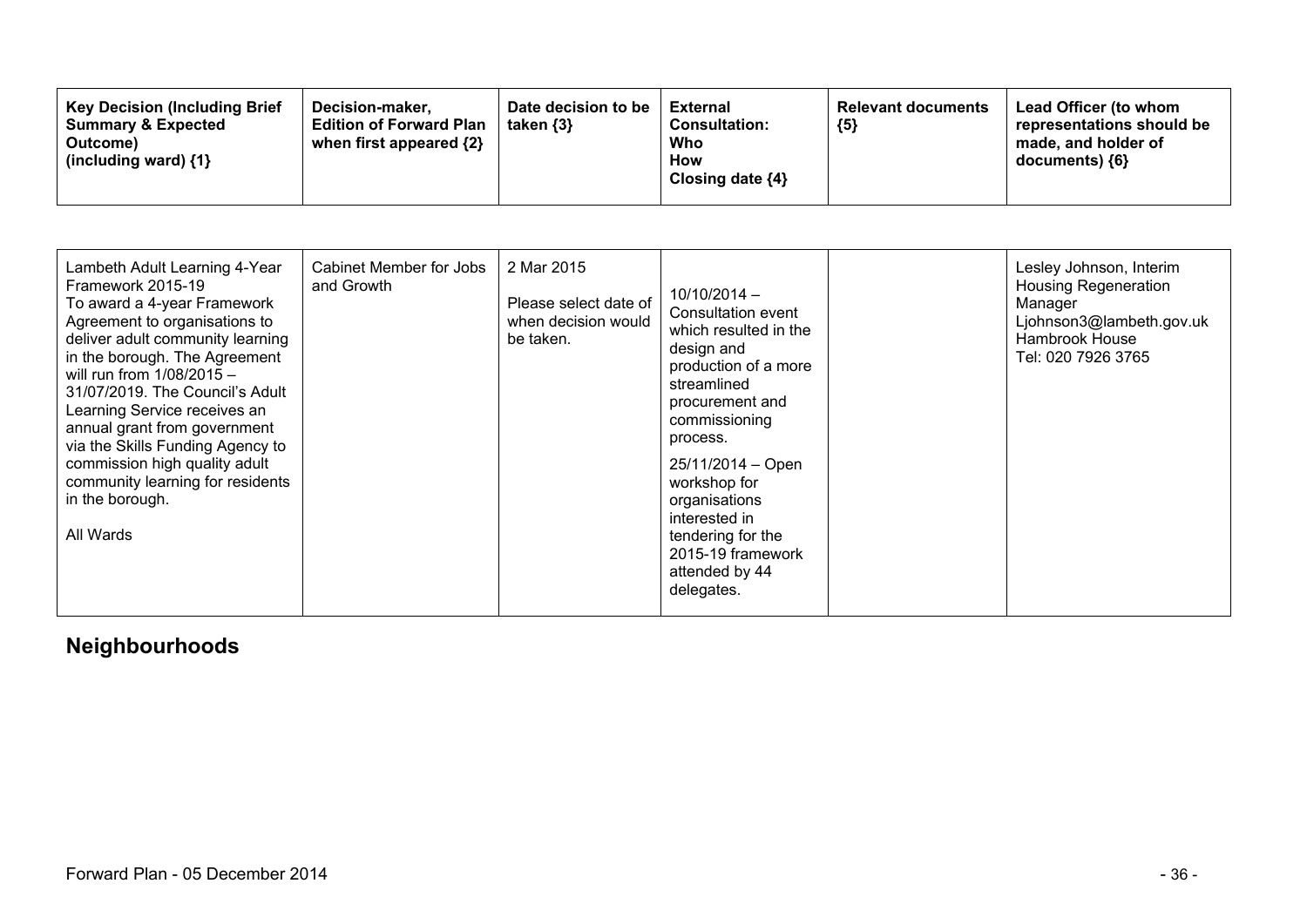| Key Decision (Including Brief Summary & Expected Outcome) (including ward) {1} | Decision-maker, Edition of Forward Plan when first appeared {2} | Date decision to be taken {3} | External Consultation: Who How Closing date {4} | Relevant documents {5} | Lead Officer (to whom representations should be made, and holder of documents) {6} |
|---|---|---|---|---|---|
| Lambeth Adult Learning 4-Year Framework 2015-19<br>To award a 4-year Framework Agreement to organisations to deliver adult community learning in the borough. The Agreement will run from 1/08/2015 – 31/07/2019. The Council's Adult Learning Service receives an annual grant from government via the Skills Funding Agency to commission high quality adult community learning for residents in the borough.<br><br>All Wards | Cabinet Member for Jobs and Growth | 2 Mar 2015<br><br>Please select date of when decision would be taken. | 10/10/2014 – Consultation event which resulted in the design and production of a more streamlined procurement and commissioning process.<br><br>25/11/2014 – Open workshop for organisations interested in tendering for the 2015-19 framework attended by 44 delegates. | | Lesley Johnson, Interim Housing Regeneration Manager<br>Ljohnson3@lambeth.gov.uk<br>Hambrook House<br>Tel: 020 7926 3765 |

## Neighbourhoods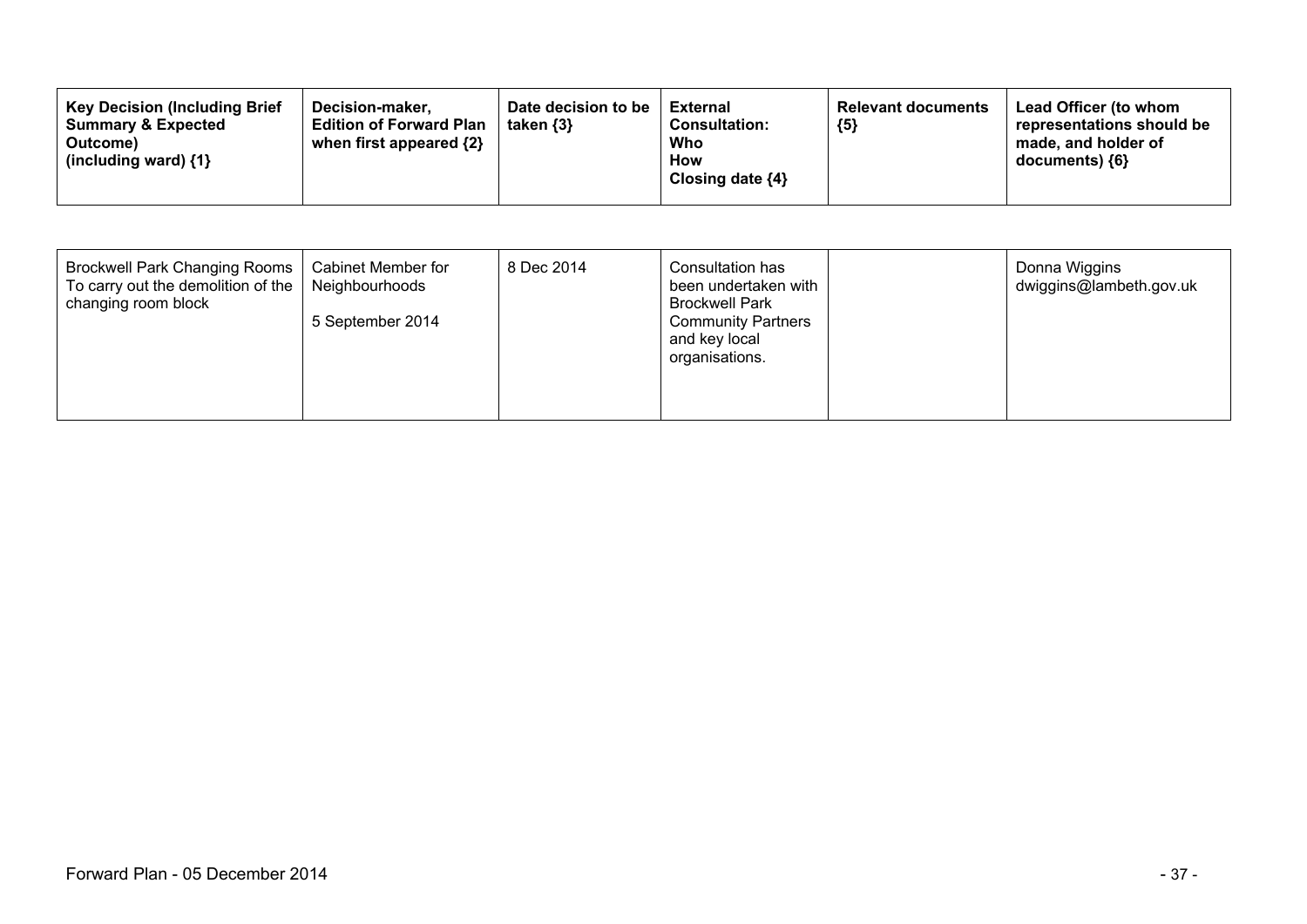| Key Decision (Including Brief Summary & Expected Outcome) (including ward) {1} | Decision-maker, Edition of Forward Plan when first appeared {2} | Date decision to be taken {3} | External Consultation: Who How Closing date {4} | Relevant documents {5} | Lead Officer (to whom representations should be made, and holder of documents) {6} |
|---|---|---|---|---|---|
| Brockwell Park Changing Rooms To carry out the demolition of the changing room block | Cabinet Member for Neighbourhoods<br><br>5 September 2014 | 8 Dec 2014 | Consultation has been undertaken with Brockwell Park Community Partners and key local organisations. | | Donna Wiggins dwiggins@lambeth.gov.uk |